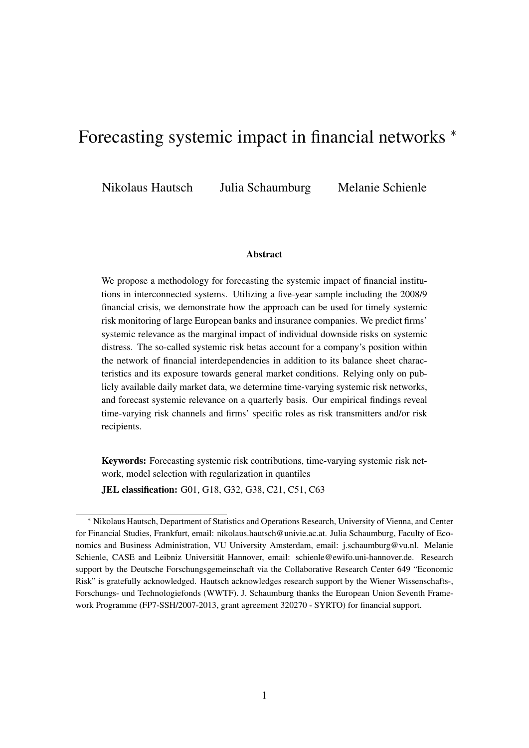# Forecasting systemic impact in financial networks *

Nikolaus Hautsch     Julia Schaumburg     Melanie Schienle

### Abstract

We propose a methodology for forecasting the systemic impact of financial institutions in interconnected systems. Utilizing a five-year sample including the 2008/9 financial crisis, we demonstrate how the approach can be used for timely systemic risk monitoring of large European banks and insurance companies. We predict firms' systemic relevance as the marginal impact of individual downside risks on systemic distress. The so-called systemic risk betas account for a company's position within the network of financial interdependencies in addition to its balance sheet characteristics and its exposure towards general market conditions. Relying only on publicly available daily market data, we determine time-varying systemic risk networks, and forecast systemic relevance on a quarterly basis. Our empirical findings reveal time-varying risk channels and firms' specific roles as risk transmitters and/or risk recipients.

**Keywords:** Forecasting systemic risk contributions, time-varying systemic risk network, model selection with regularization in quantiles

**JEL classification:** G01, G18, G32, G38, C21, C51, C63

---

* Nikolaus Hautsch, Department of Statistics and Operations Research, University of Vienna, and Center for Financial Studies, Frankfurt, email: nikolaus.hautsch@univie.ac.at. Julia Schaumburg, Faculty of Economics and Business Administration, VU University Amsterdam, email: j.schaumburg@vu.nl. Melanie Schienle, CASE and Leibniz Universität Hannover, email: schienle@ewifo.uni-hannover.de. Research support by the Deutsche Forschungsgemeinschaft via the Collaborative Research Center 649 "Economic Risk" is gratefully acknowledged. Hautsch acknowledges research support by the Wiener Wissenschafts-, Forschungs- und Technologiefonds (WWTF). J. Schaumburg thanks the European Union Seventh Framework Programme (FP7-SSH/2007-2013, grant agreement 320270 - SYRTO) for financial support.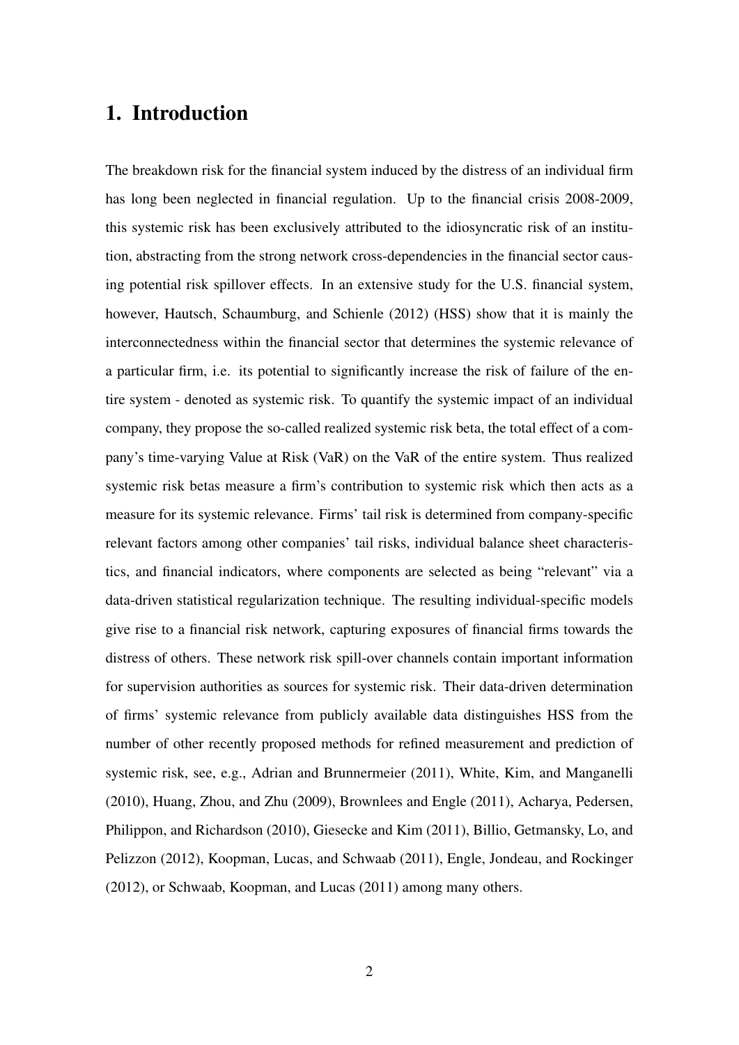# 1. Introduction

The breakdown risk for the financial system induced by the distress of an individual firm has long been neglected in financial regulation. Up to the financial crisis 2008-2009, this systemic risk has been exclusively attributed to the idiosyncratic risk of an institution, abstracting from the strong network cross-dependencies in the financial sector causing potential risk spillover effects. In an extensive study for the U.S. financial system, however, Hautsch, Schaumburg, and Schienle (2012) (HSS) show that it is mainly the interconnectedness within the financial sector that determines the systemic relevance of a particular firm, i.e. its potential to significantly increase the risk of failure of the entire system - denoted as systemic risk. To quantify the systemic impact of an individual company, they propose the so-called realized systemic risk beta, the total effect of a company's time-varying Value at Risk (VaR) on the VaR of the entire system. Thus realized systemic risk betas measure a firm's contribution to systemic risk which then acts as a measure for its systemic relevance. Firms' tail risk is determined from company-specific relevant factors among other companies' tail risks, individual balance sheet characteristics, and financial indicators, where components are selected as being "relevant" via a data-driven statistical regularization technique. The resulting individual-specific models give rise to a financial risk network, capturing exposures of financial firms towards the distress of others. These network risk spill-over channels contain important information for supervision authorities as sources for systemic risk. Their data-driven determination of firms' systemic relevance from publicly available data distinguishes HSS from the number of other recently proposed methods for refined measurement and prediction of systemic risk, see, e.g., Adrian and Brunnermeier (2011), White, Kim, and Manganelli (2010), Huang, Zhou, and Zhu (2009), Brownlees and Engle (2011), Acharya, Pedersen, Philippon, and Richardson (2010), Giesecke and Kim (2011), Billio, Getmansky, Lo, and Pelizzon (2012), Koopman, Lucas, and Schwaab (2011), Engle, Jondeau, and Rockinger (2012), or Schwaab, Koopman, and Lucas (2011) among many others.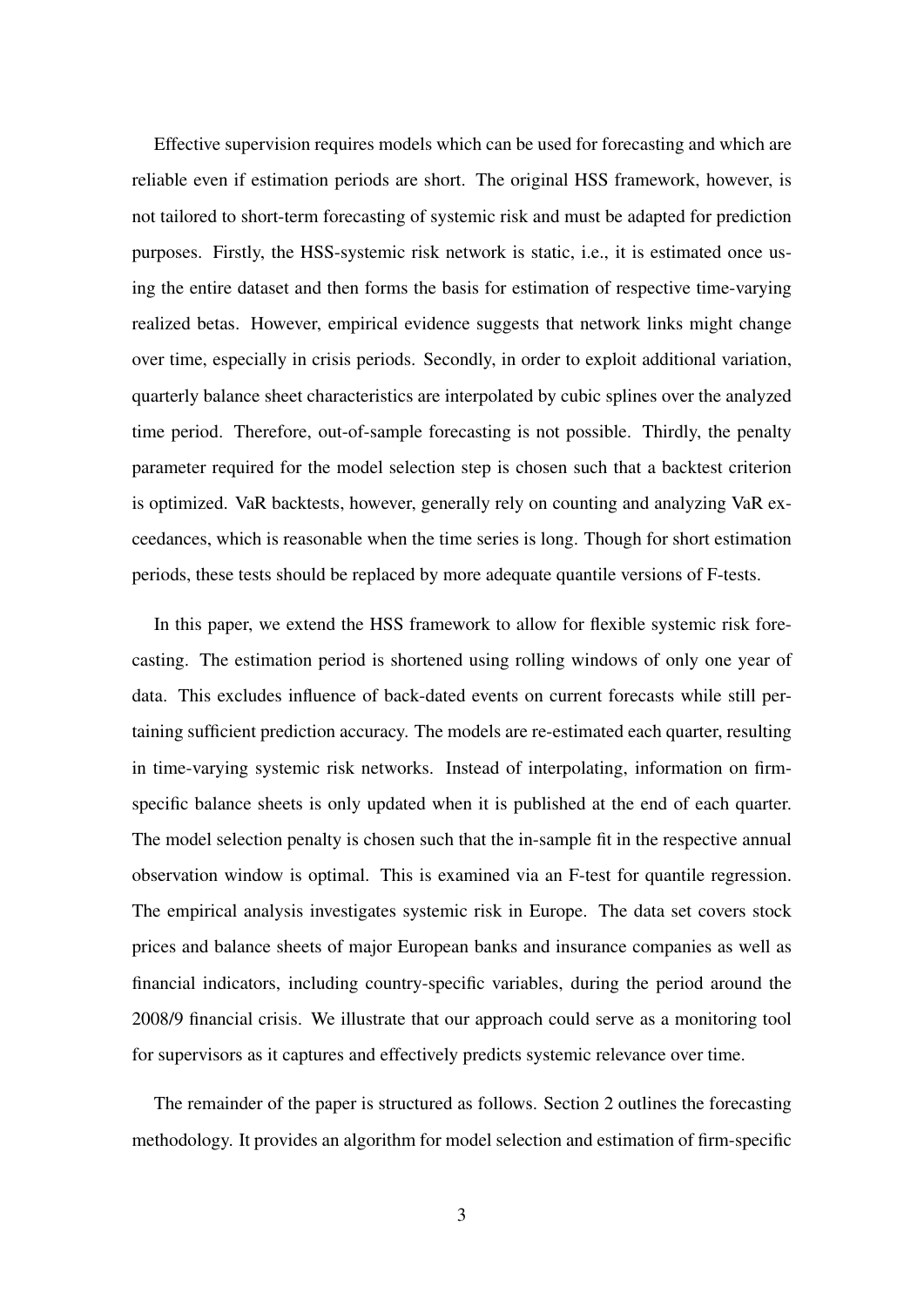Effective supervision requires models which can be used for forecasting and which are reliable even if estimation periods are short. The original HSS framework, however, is not tailored to short-term forecasting of systemic risk and must be adapted for prediction purposes. Firstly, the HSS-systemic risk network is static, i.e., it is estimated once using the entire dataset and then forms the basis for estimation of respective time-varying realized betas. However, empirical evidence suggests that network links might change over time, especially in crisis periods. Secondly, in order to exploit additional variation, quarterly balance sheet characteristics are interpolated by cubic splines over the analyzed time period. Therefore, out-of-sample forecasting is not possible. Thirdly, the penalty parameter required for the model selection step is chosen such that a backtest criterion is optimized. VaR backtests, however, generally rely on counting and analyzing VaR exceedances, which is reasonable when the time series is long. Though for short estimation periods, these tests should be replaced by more adequate quantile versions of F-tests.

In this paper, we extend the HSS framework to allow for flexible systemic risk forecasting. The estimation period is shortened using rolling windows of only one year of data. This excludes influence of back-dated events on current forecasts while still pertaining sufficient prediction accuracy. The models are re-estimated each quarter, resulting in time-varying systemic risk networks. Instead of interpolating, information on firm-specific balance sheets is only updated when it is published at the end of each quarter. The model selection penalty is chosen such that the in-sample fit in the respective annual observation window is optimal. This is examined via an F-test for quantile regression. The empirical analysis investigates systemic risk in Europe. The data set covers stock prices and balance sheets of major European banks and insurance companies as well as financial indicators, including country-specific variables, during the period around the 2008/9 financial crisis. We illustrate that our approach could serve as a monitoring tool for supervisors as it captures and effectively predicts systemic relevance over time.

The remainder of the paper is structured as follows. Section 2 outlines the forecasting methodology. It provides an algorithm for model selection and estimation of firm-specific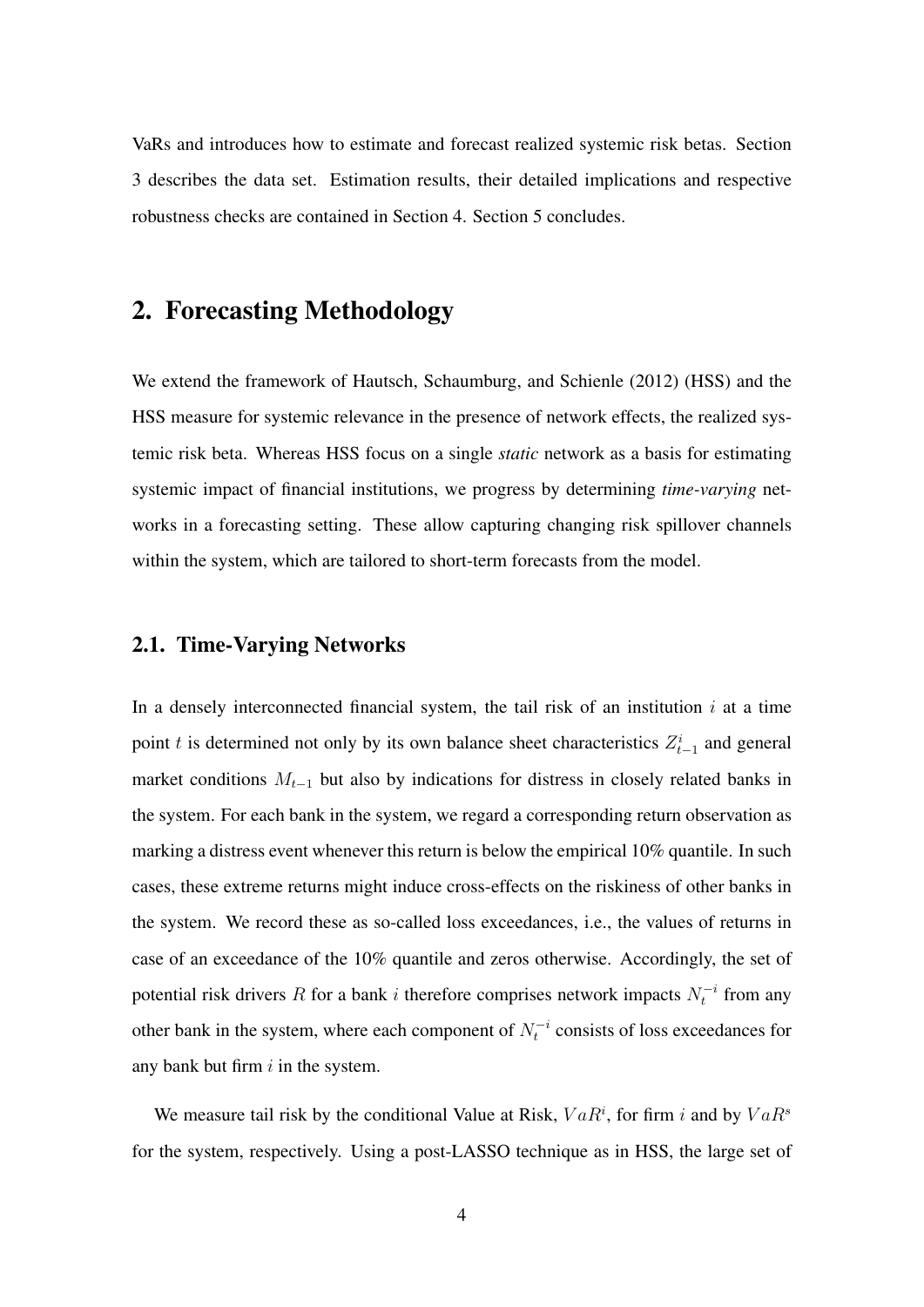VaRs and introduces how to estimate and forecast realized systemic risk betas. Section 3 describes the data set. Estimation results, their detailed implications and respective robustness checks are contained in Section 4. Section 5 concludes.

## 2. Forecasting Methodology

We extend the framework of Hautsch, Schaumburg, and Schienle (2012) (HSS) and the HSS measure for systemic relevance in the presence of network effects, the realized systemic risk beta. Whereas HSS focus on a single *static* network as a basis for estimating systemic impact of financial institutions, we progress by determining *time-varying* networks in a forecasting setting. These allow capturing changing risk spillover channels within the system, which are tailored to short-term forecasts from the model.

### 2.1. Time-Varying Networks

In a densely interconnected financial system, the tail risk of an institution $i$ at a time point $t$ is determined not only by its own balance sheet characteristics $Z^i_{t-1}$ and general market conditions $M_{t-1}$ but also by indications for distress in closely related banks in the system. For each bank in the system, we regard a corresponding return observation as marking a distress event whenever this return is below the empirical 10% quantile. In such cases, these extreme returns might induce cross-effects on the riskiness of other banks in the system. We record these as so-called loss exceedances, i.e., the values of returns in case of an exceedance of the 10% quantile and zeros otherwise. Accordingly, the set of potential risk drivers $R$ for a bank $i$ therefore comprises network impacts $N^{-i}_t$ from any other bank in the system, where each component of $N^{-i}_t$ consists of loss exceedances for any bank but firm $i$ in the system.

We measure tail risk by the conditional Value at Risk, $VaR^i$, for firm $i$ and by $VaR^s$ for the system, respectively. Using a post-LASSO technique as in HSS, the large set of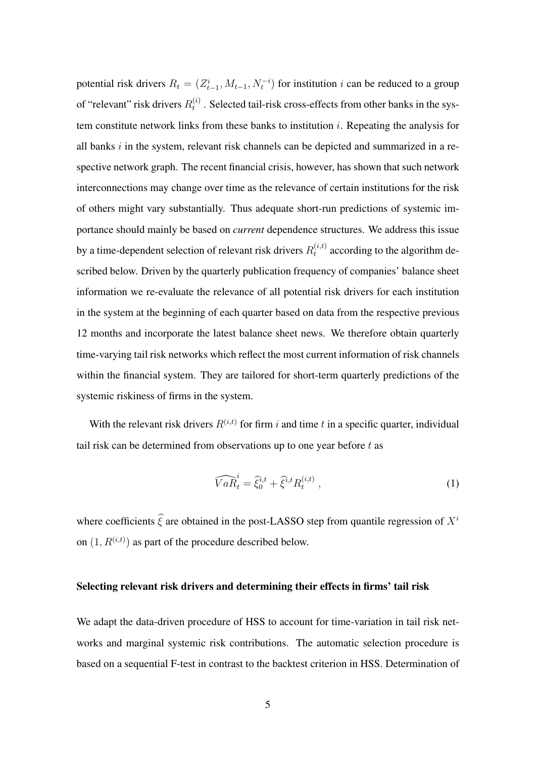potential risk drivers $R_t = (Z^i_{t-1}, M_{t-1}, N^{-i}_t)$ for institution $i$ can be reduced to a group of "relevant" risk drivers $R^{(i)}_t$ . Selected tail-risk cross-effects from other banks in the system constitute network links from these banks to institution $i$. Repeating the analysis for all banks $i$ in the system, relevant risk channels can be depicted and summarized in a respective network graph. The recent financial crisis, however, has shown that such network interconnections may change over time as the relevance of certain institutions for the risk of others might vary substantially. Thus adequate short-run predictions of systemic importance should mainly be based on *current* dependence structures. We address this issue by a time-dependent selection of relevant risk drivers $R^{(i,t)}_t$ according to the algorithm described below. Driven by the quarterly publication frequency of companies' balance sheet information we re-evaluate the relevance of all potential risk drivers for each institution in the system at the beginning of each quarter based on data from the respective previous 12 months and incorporate the latest balance sheet news. We therefore obtain quarterly time-varying tail risk networks which reflect the most current information of risk channels within the financial system. They are tailored for short-term quarterly predictions of the systemic riskiness of firms in the system.

With the relevant risk drivers $R^{(i,t)}$ for firm $i$ and time $t$ in a specific quarter, individual tail risk can be determined from observations up to one year before $t$ as

$$\widehat{VaR}^i_t = \widehat{\xi}^{i,t}_0 + \widehat{\xi}^{i,t} R^{(i,t)}_t \,, \tag{1}$$

where coefficients $\widehat{\xi}$ are obtained in the post-LASSO step from quantile regression of $X^i$ on $(1, R^{(i,t)})$ as part of the procedure described below.

### Selecting relevant risk drivers and determining their effects in firms' tail risk

We adapt the data-driven procedure of HSS to account for time-variation in tail risk networks and marginal systemic risk contributions. The automatic selection procedure is based on a sequential F-test in contrast to the backtest criterion in HSS. Determination of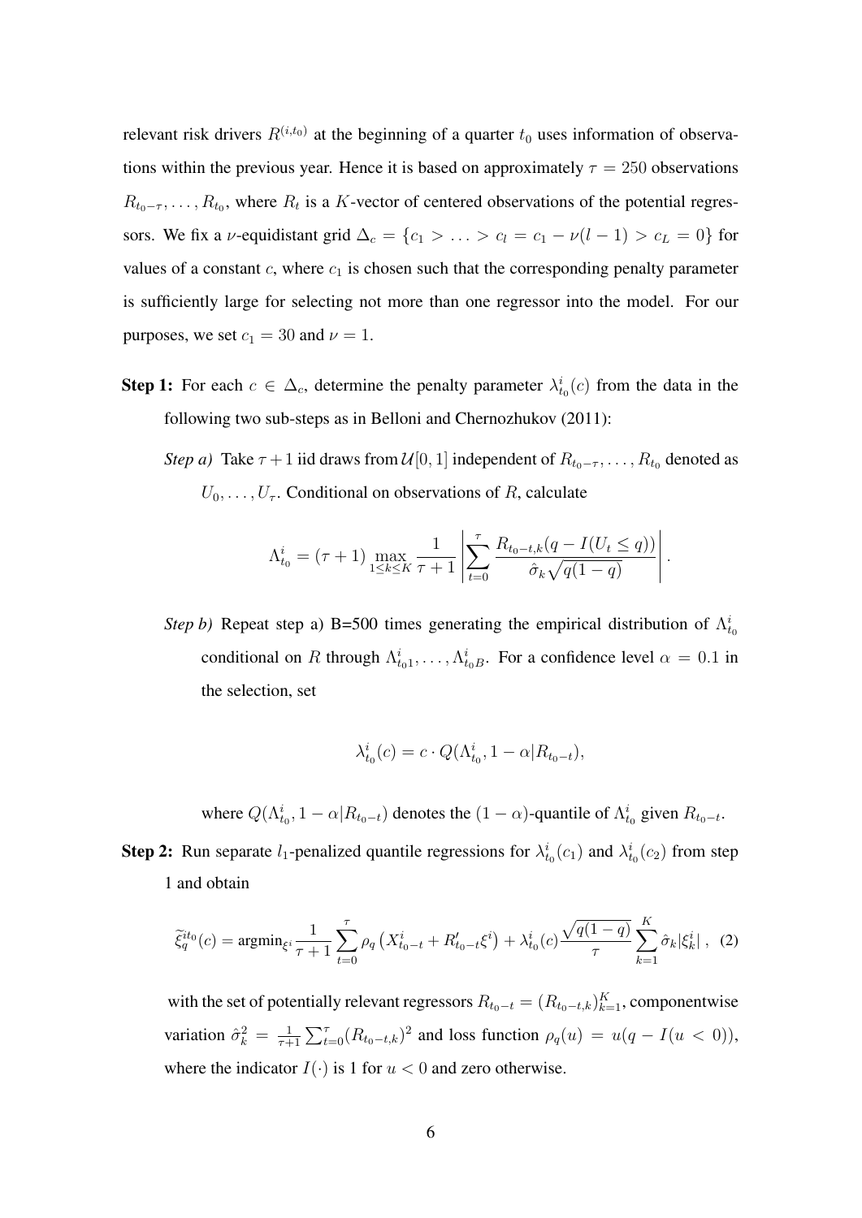relevant risk drivers $R^{(i,t_0)}$ at the beginning of a quarter $t_0$ uses information of observations within the previous year. Hence it is based on approximately $\tau = 250$ observations $R_{t_0-\tau}, \ldots, R_{t_0}$, where $R_t$ is a $K$-vector of centered observations of the potential regressors. We fix a $\nu$-equidistant grid $\Delta_c = \{c_1 > \ldots > c_l = c_1 - \nu(l-1) > c_L = 0\}$ for values of a constant $c$, where $c_1$ is chosen such that the corresponding penalty parameter is sufficiently large for selecting not more than one regressor into the model. For our purposes, we set $c_1 = 30$ and $\nu = 1$.

**Step 1:** For each $c \in \Delta_c$, determine the penalty parameter $\lambda^i_{t_0}(c)$ from the data in the following two sub-steps as in Belloni and Chernozhukov (2011):

*Step a)* Take $\tau + 1$ iid draws from $\mathcal{U}[0,1]$ independent of $R_{t_0-\tau}, \ldots, R_{t_0}$ denoted as $U_0, \ldots, U_\tau$. Conditional on observations of $R$, calculate

$$\Lambda^i_{t_0} = (\tau + 1) \max_{1 \le k \le K} \frac{1}{\tau + 1} \left| \sum_{t=0}^{\tau} \frac{R_{t_0-t,k}(q - I(U_t \le q))}{\hat{\sigma}_k \sqrt{q(1-q)}} \right| .$$

*Step b)* Repeat step a) B=500 times generating the empirical distribution of $\Lambda^i_{t_0}$ conditional on $R$ through $\Lambda^i_{t_0 1}, \ldots, \Lambda^i_{t_0 B}$. For a confidence level $\alpha = 0.1$ in the selection, set

$$\lambda^i_{t_0}(c) = c \cdot Q(\Lambda^i_{t_0}, 1 - \alpha | R_{t_0-t}),$$

where $Q(\Lambda^i_{t_0}, 1 - \alpha | R_{t_0-t})$ denotes the $(1-\alpha)$-quantile of $\Lambda^i_{t_0}$ given $R_{t_0-t}$.

**Step 2:** Run separate $l_1$-penalized quantile regressions for $\lambda^i_{t_0}(c_1)$ and $\lambda^i_{t_0}(c_2)$ from step 1 and obtain

$$\widetilde{\xi}^{it_0}_q(c) = \operatorname{argmin}_{\xi^i} \frac{1}{\tau + 1} \sum_{t=0}^{\tau} \rho_q \left( X^i_{t_0-t} + R'_{t_0-t}\xi^i \right) + \lambda^i_{t_0}(c) \frac{\sqrt{q(1-q)}}{\tau} \sum_{k=1}^{K} \hat{\sigma}_k |\xi^i_k| \,, \quad (2)$$

with the set of potentially relevant regressors $R_{t_0-t} = (R_{t_0-t,k})_{k=1}^K$, componentwise variation $\hat{\sigma}^2_k = \frac{1}{\tau+1} \sum_{t=0}^{\tau} (R_{t_0-t,k})^2$ and loss function $\rho_q(u) = u(q - I(u < 0))$, where the indicator $I(\cdot)$ is 1 for $u < 0$ and zero otherwise.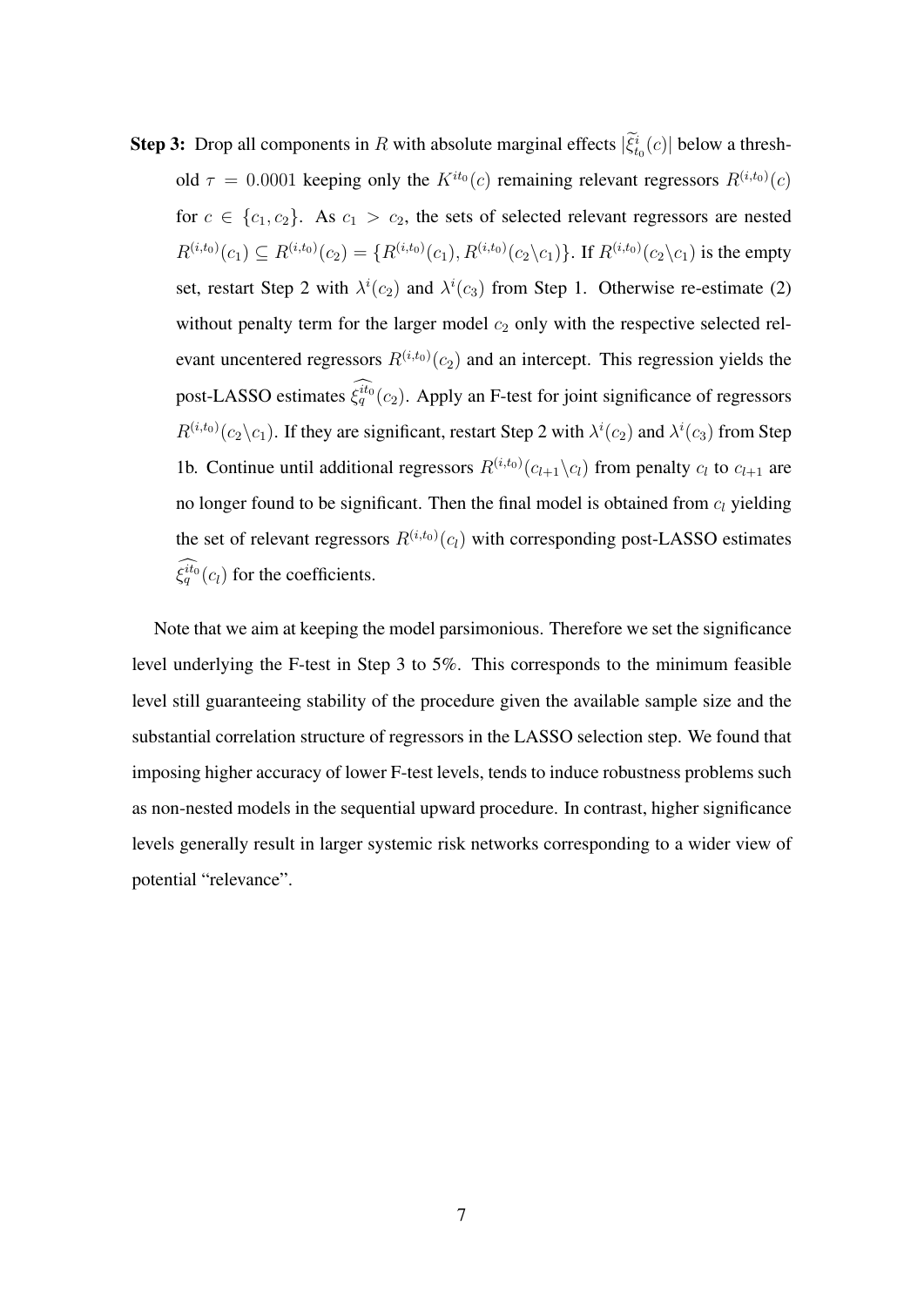**Step 3:** Drop all components in $R$ with absolute marginal effects $|\widetilde{\xi}^{i}_{t_0}(c)|$ below a threshold $\tau = 0.0001$ keeping only the $K^{it_0}(c)$ remaining relevant regressors $R^{(i,t_0)}(c)$ for $c \in \{c_1, c_2\}$. As $c_1 > c_2$, the sets of selected relevant regressors are nested $R^{(i,t_0)}(c_1) \subseteq R^{(i,t_0)}(c_2) = \{R^{(i,t_0)}(c_1), R^{(i,t_0)}(c_2 \backslash c_1)\}$. If $R^{(i,t_0)}(c_2 \backslash c_1)$ is the empty set, restart Step 2 with $\lambda^i(c_2)$ and $\lambda^i(c_3)$ from Step 1. Otherwise re-estimate (2) without penalty term for the larger model $c_2$ only with the respective selected relevant uncentered regressors $R^{(i,t_0)}(c_2)$ and an intercept. This regression yields the post-LASSO estimates $\widehat{\xi^{it_0}_q}(c_2)$. Apply an F-test for joint significance of regressors $R^{(i,t_0)}(c_2 \backslash c_1)$. If they are significant, restart Step 2 with $\lambda^i(c_2)$ and $\lambda^i(c_3)$ from Step 1b. Continue until additional regressors $R^{(i,t_0)}(c_{l+1} \backslash c_l)$ from penalty $c_l$ to $c_{l+1}$ are no longer found to be significant. Then the final model is obtained from $c_l$ yielding the set of relevant regressors $R^{(i,t_0)}(c_l)$ with corresponding post-LASSO estimates $\widehat{\xi^{it_0}_q}(c_l)$ for the coefficients.

Note that we aim at keeping the model parsimonious. Therefore we set the significance level underlying the F-test in Step 3 to 5%. This corresponds to the minimum feasible level still guaranteeing stability of the procedure given the available sample size and the substantial correlation structure of regressors in the LASSO selection step. We found that imposing higher accuracy of lower F-test levels, tends to induce robustness problems such as non-nested models in the sequential upward procedure. In contrast, higher significance levels generally result in larger systemic risk networks corresponding to a wider view of potential "relevance".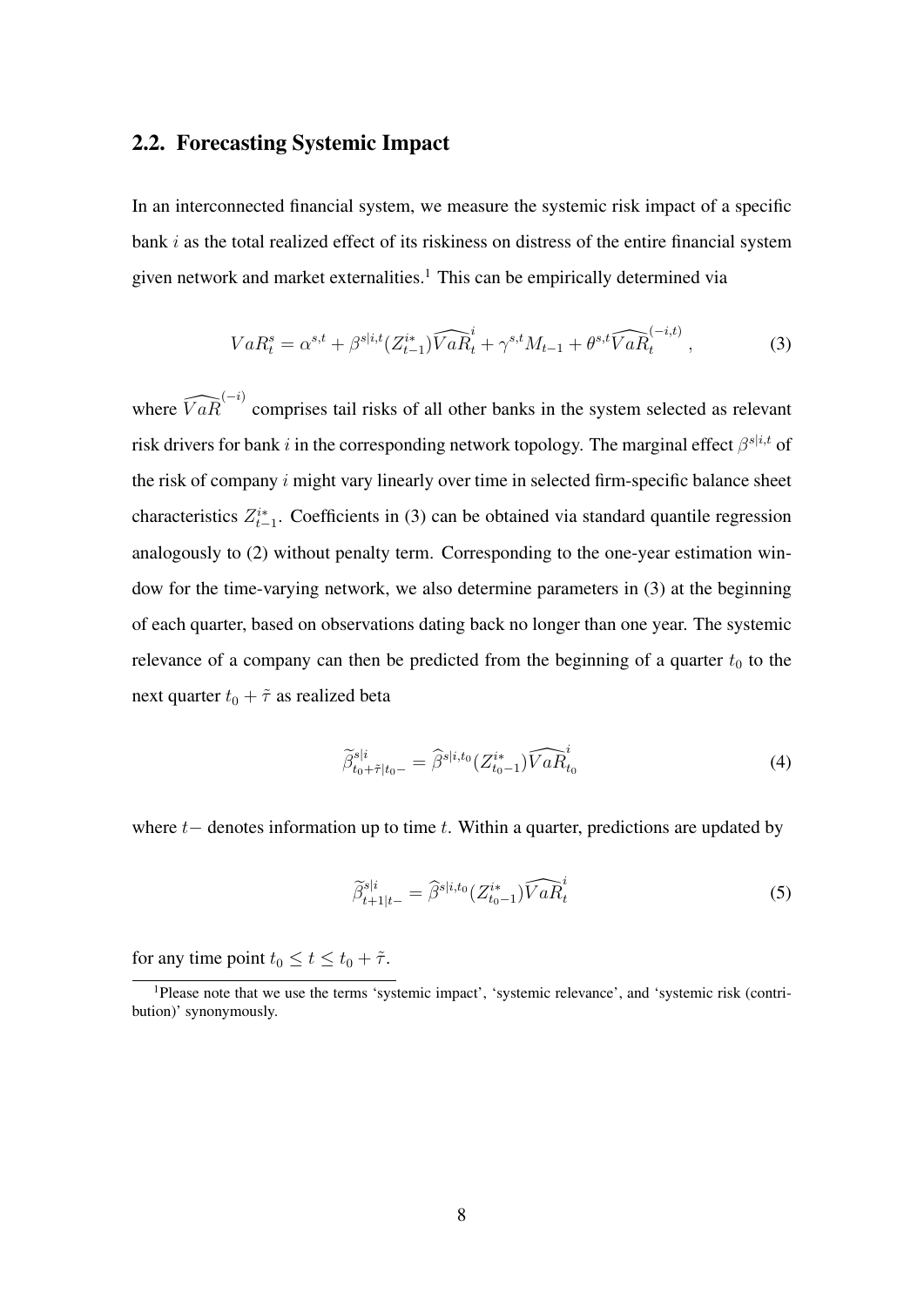## 2.2. Forecasting Systemic Impact

In an interconnected financial system, we measure the systemic risk impact of a specific bank $i$ as the total realized effect of its riskiness on distress of the entire financial system given network and market externalities.[1] This can be empirically determined via

$$VaR_t^s = \alpha^{s,t} + \beta^{s|i,t}(Z_{t-1}^{i*})\widehat{VaR}_t^i + \gamma^{s,t}M_{t-1} + \theta^{s,t}\widehat{VaR}_t^{(-i,t)}, \tag{3}$$

where $\widehat{VaR}^{(-i)}$ comprises tail risks of all other banks in the system selected as relevant risk drivers for bank $i$ in the corresponding network topology. The marginal effect $\beta^{s|i,t}$ of the risk of company $i$ might vary linearly over time in selected firm-specific balance sheet characteristics $Z_{t-1}^{i*}$. Coefficients in (3) can be obtained via standard quantile regression analogously to (2) without penalty term. Corresponding to the one-year estimation window for the time-varying network, we also determine parameters in (3) at the beginning of each quarter, based on observations dating back no longer than one year. The systemic relevance of a company can then be predicted from the beginning of a quarter $t_0$ to the next quarter $t_0 + \tilde{\tau}$ as realized beta

$$\widetilde{\beta}_{t_0+\tilde{\tau}|t_0-}^{s|i} = \widehat{\beta}^{s|i,t_0}(Z_{t_0-1}^{i*})\widehat{VaR}_{t_0}^i \tag{4}$$

where $t-$ denotes information up to time $t$. Within a quarter, predictions are updated by

$$\widetilde{\beta}_{t+1|t-}^{s|i} = \widehat{\beta}^{s|i,t_0}(Z_{t_0-1}^{i*})\widehat{VaR}_t^i \tag{5}$$

for any time point $t_0 \leq t \leq t_0 + \tilde{\tau}$.

[1] Please note that we use the terms 'systemic impact', 'systemic relevance', and 'systemic risk (contribution)' synonymously.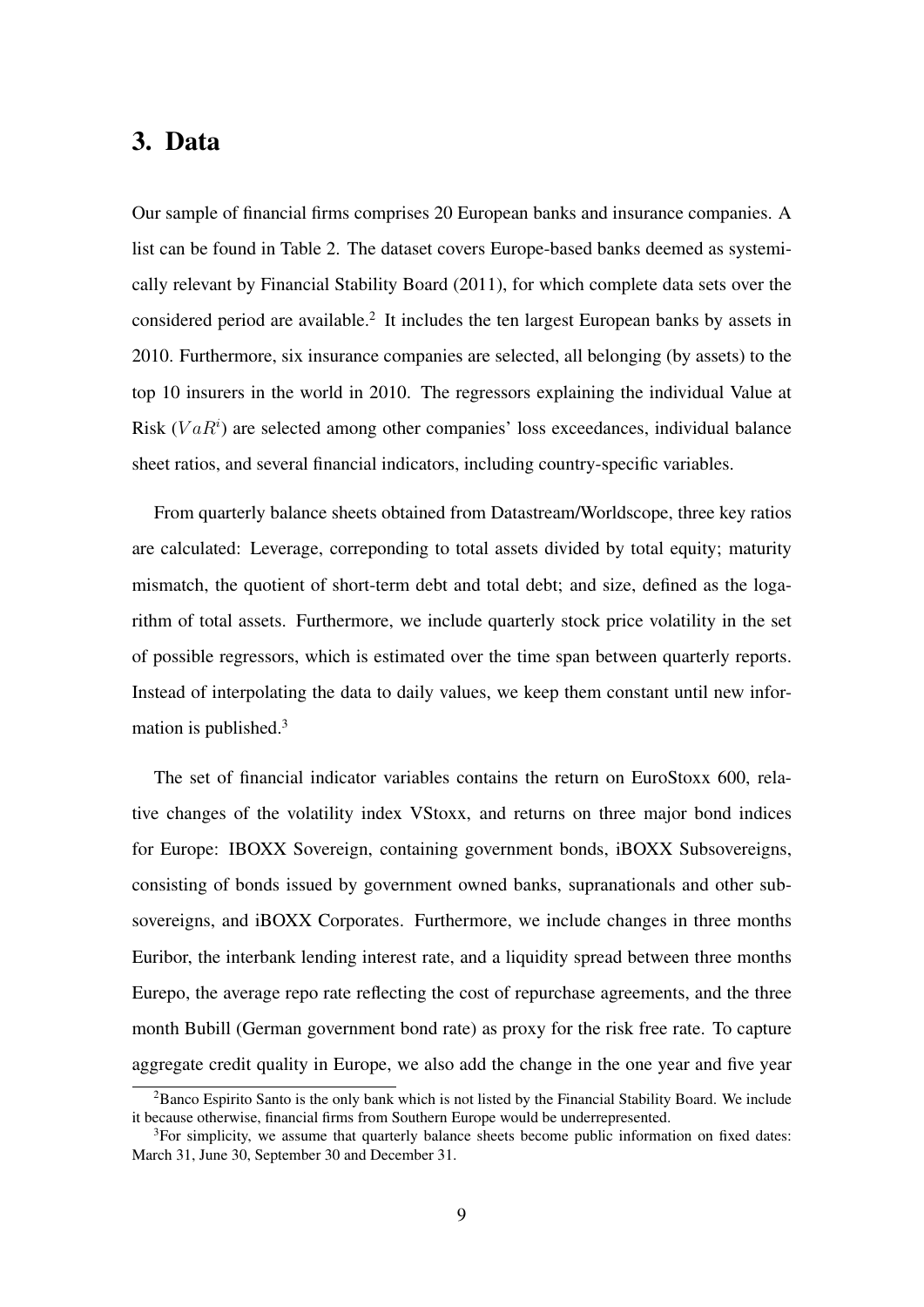## 3. Data

Our sample of financial firms comprises 20 European banks and insurance companies. A list can be found in Table 2. The dataset covers Europe-based banks deemed as systemically relevant by Financial Stability Board (2011), for which complete data sets over the considered period are available.[2] It includes the ten largest European banks by assets in 2010. Furthermore, six insurance companies are selected, all belonging (by assets) to the top 10 insurers in the world in 2010. The regressors explaining the individual Value at Risk ($VaR^i$) are selected among other companies' loss exceedances, individual balance sheet ratios, and several financial indicators, including country-specific variables.

From quarterly balance sheets obtained from Datastream/Worldscope, three key ratios are calculated: Leverage, correponding to total assets divided by total equity; maturity mismatch, the quotient of short-term debt and total debt; and size, defined as the logarithm of total assets. Furthermore, we include quarterly stock price volatility in the set of possible regressors, which is estimated over the time span between quarterly reports. Instead of interpolating the data to daily values, we keep them constant until new information is published.[3]

The set of financial indicator variables contains the return on EuroStoxx 600, relative changes of the volatility index VStoxx, and returns on three major bond indices for Europe: IBOXX Sovereign, containing government bonds, iBOXX Subsovereigns, consisting of bonds issued by government owned banks, supranationals and other subsovereigns, and iBOXX Corporates. Furthermore, we include changes in three months Euribor, the interbank lending interest rate, and a liquidity spread between three months Eurepo, the average repo rate reflecting the cost of repurchase agreements, and the three month Bubill (German government bond rate) as proxy for the risk free rate. To capture aggregate credit quality in Europe, we also add the change in the one year and five year

[2] Banco Espirito Santo is the only bank which is not listed by the Financial Stability Board. We include it because otherwise, financial firms from Southern Europe would be underrepresented.

[3] For simplicity, we assume that quarterly balance sheets become public information on fixed dates: March 31, June 30, September 30 and December 31.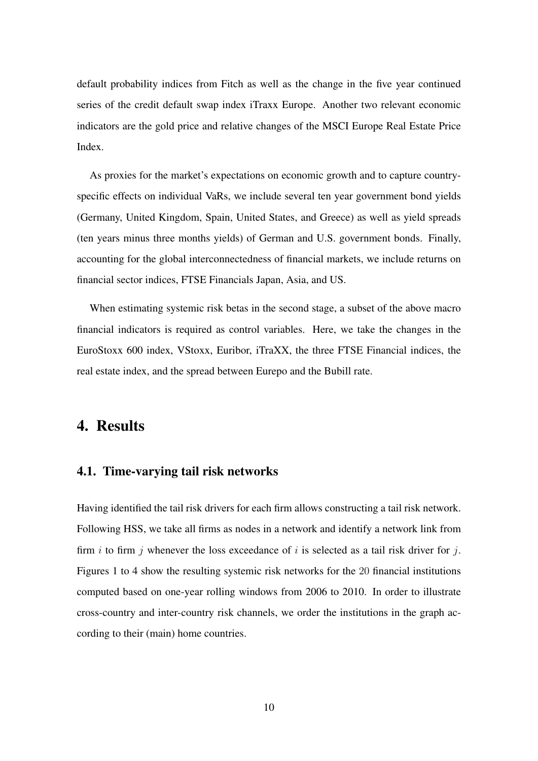default probability indices from Fitch as well as the change in the five year continued series of the credit default swap index iTraxx Europe. Another two relevant economic indicators are the gold price and relative changes of the MSCI Europe Real Estate Price Index.

As proxies for the market's expectations on economic growth and to capture country-specific effects on individual VaRs, we include several ten year government bond yields (Germany, United Kingdom, Spain, United States, and Greece) as well as yield spreads (ten years minus three months yields) of German and U.S. government bonds. Finally, accounting for the global interconnectedness of financial markets, we include returns on financial sector indices, FTSE Financials Japan, Asia, and US.

When estimating systemic risk betas in the second stage, a subset of the above macro financial indicators is required as control variables. Here, we take the changes in the EuroStoxx 600 index, VStoxx, Euribor, iTraXX, the three FTSE Financial indices, the real estate index, and the spread between Eurepo and the Bubill rate.

# 4. Results

## 4.1. Time-varying tail risk networks

Having identified the tail risk drivers for each firm allows constructing a tail risk network. Following HSS, we take all firms as nodes in a network and identify a network link from firm $i$ to firm $j$ whenever the loss exceedance of $i$ is selected as a tail risk driver for $j$. Figures 1 to 4 show the resulting systemic risk networks for the $20$ financial institutions computed based on one-year rolling windows from 2006 to 2010. In order to illustrate cross-country and inter-country risk channels, we order the institutions in the graph according to their (main) home countries.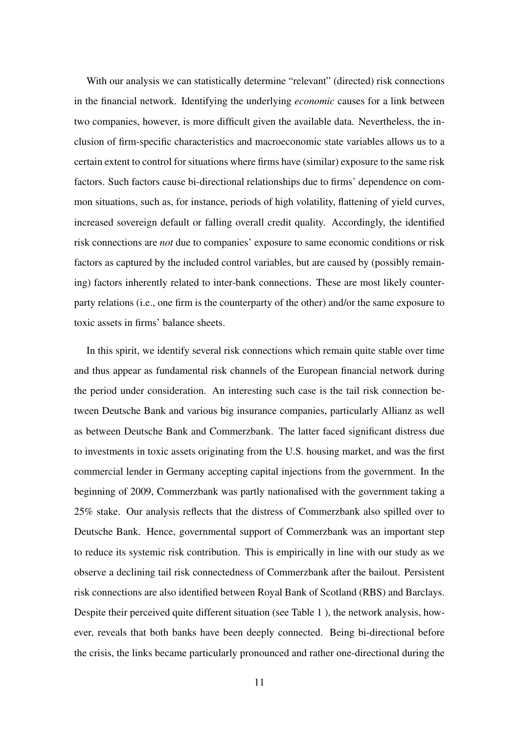With our analysis we can statistically determine "relevant" (directed) risk connections in the financial network. Identifying the underlying *economic* causes for a link between two companies, however, is more difficult given the available data. Nevertheless, the inclusion of firm-specific characteristics and macroeconomic state variables allows us to a certain extent to control for situations where firms have (similar) exposure to the same risk factors. Such factors cause bi-directional relationships due to firms' dependence on common situations, such as, for instance, periods of high volatility, flattening of yield curves, increased sovereign default or falling overall credit quality. Accordingly, the identified risk connections are *not* due to companies' exposure to same economic conditions or risk factors as captured by the included control variables, but are caused by (possibly remaining) factors inherently related to inter-bank connections. These are most likely counterparty relations (i.e., one firm is the counterparty of the other) and/or the same exposure to toxic assets in firms' balance sheets.

In this spirit, we identify several risk connections which remain quite stable over time and thus appear as fundamental risk channels of the European financial network during the period under consideration. An interesting such case is the tail risk connection between Deutsche Bank and various big insurance companies, particularly Allianz as well as between Deutsche Bank and Commerzbank. The latter faced significant distress due to investments in toxic assets originating from the U.S. housing market, and was the first commercial lender in Germany accepting capital injections from the government. In the beginning of 2009, Commerzbank was partly nationalised with the government taking a 25% stake. Our analysis reflects that the distress of Commerzbank also spilled over to Deutsche Bank. Hence, governmental support of Commerzbank was an important step to reduce its systemic risk contribution. This is empirically in line with our study as we observe a declining tail risk connectedness of Commerzbank after the bailout. Persistent risk connections are also identified between Royal Bank of Scotland (RBS) and Barclays. Despite their perceived quite different situation (see Table 1 ), the network analysis, however, reveals that both banks have been deeply connected. Being bi-directional before the crisis, the links became particularly pronounced and rather one-directional during the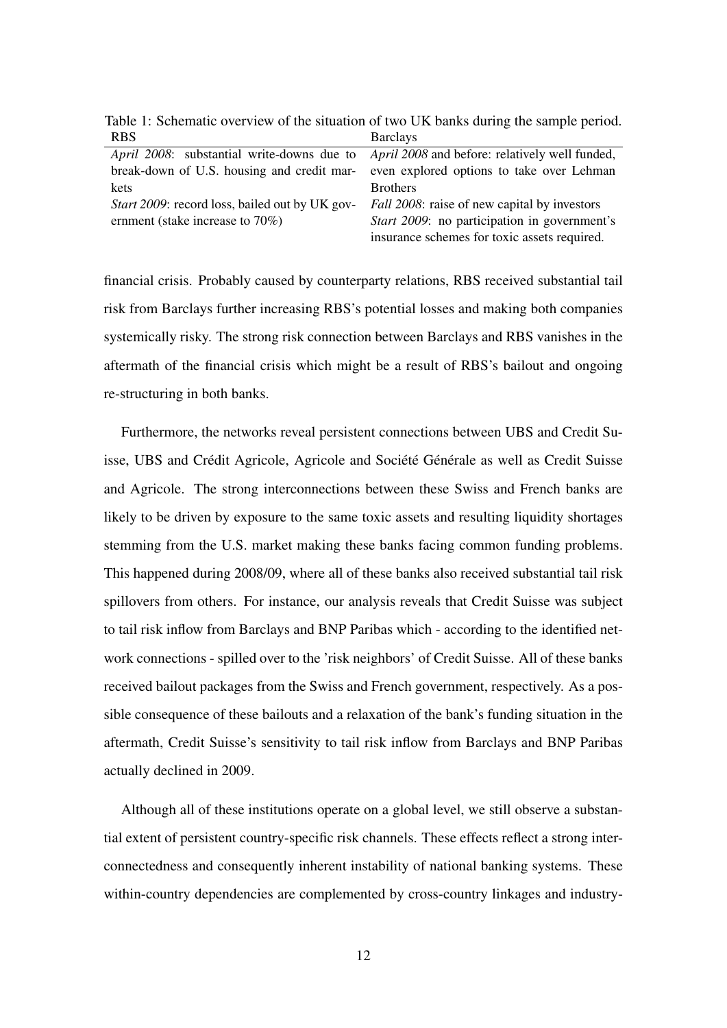Table 1: Schematic overview of the situation of two UK banks during the sample period.

| RBS | Barclays |
|---|---|
| *April 2008*: substantial write-downs due to break-down of U.S. housing and credit markets | *April 2008* and before: relatively well funded, even explored options to take over Lehman Brothers |
| *Start 2009*: record loss, bailed out by UK government (stake increase to 70%) | *Fall 2008*: raise of new capital by investors<br>*Start 2009*: no participation in government's insurance schemes for toxic assets required. |

financial crisis. Probably caused by counterparty relations, RBS received substantial tail risk from Barclays further increasing RBS's potential losses and making both companies systemically risky. The strong risk connection between Barclays and RBS vanishes in the aftermath of the financial crisis which might be a result of RBS's bailout and ongoing re-structuring in both banks.

Furthermore, the networks reveal persistent connections between UBS and Credit Suisse, UBS and Crédit Agricole, Agricole and Société Générale as well as Credit Suisse and Agricole. The strong interconnections between these Swiss and French banks are likely to be driven by exposure to the same toxic assets and resulting liquidity shortages stemming from the U.S. market making these banks facing common funding problems. This happened during 2008/09, where all of these banks also received substantial tail risk spillovers from others. For instance, our analysis reveals that Credit Suisse was subject to tail risk inflow from Barclays and BNP Paribas which - according to the identified network connections - spilled over to the 'risk neighbors' of Credit Suisse. All of these banks received bailout packages from the Swiss and French government, respectively. As a possible consequence of these bailouts and a relaxation of the bank's funding situation in the aftermath, Credit Suisse's sensitivity to tail risk inflow from Barclays and BNP Paribas actually declined in 2009.

Although all of these institutions operate on a global level, we still observe a substantial extent of persistent country-specific risk channels. These effects reflect a strong interconnectedness and consequently inherent instability of national banking systems. These within-country dependencies are complemented by cross-country linkages and industry-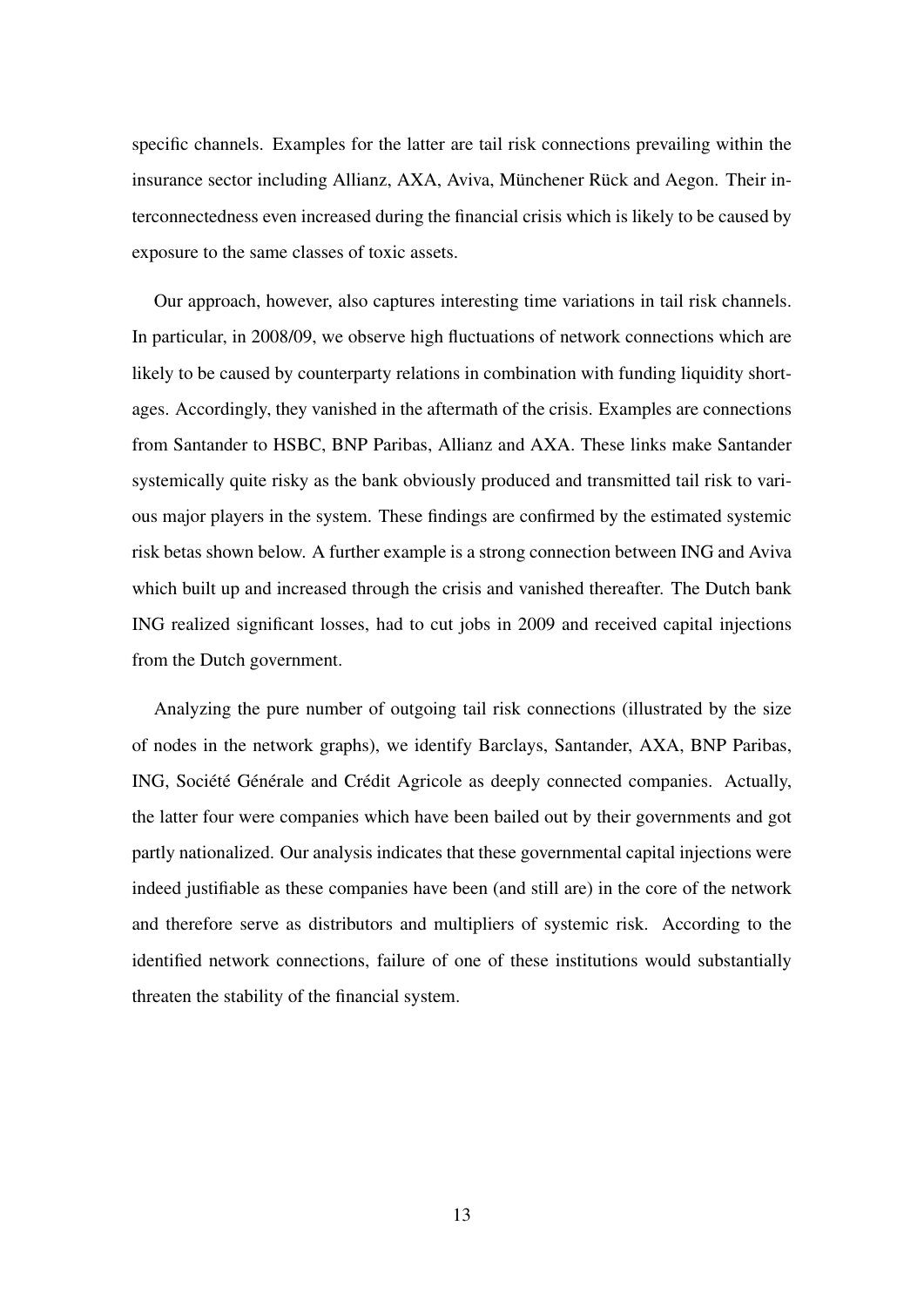specific channels. Examples for the latter are tail risk connections prevailing within the insurance sector including Allianz, AXA, Aviva, Münchener Rück and Aegon. Their interconnectedness even increased during the financial crisis which is likely to be caused by exposure to the same classes of toxic assets.

Our approach, however, also captures interesting time variations in tail risk channels. In particular, in 2008/09, we observe high fluctuations of network connections which are likely to be caused by counterparty relations in combination with funding liquidity shortages. Accordingly, they vanished in the aftermath of the crisis. Examples are connections from Santander to HSBC, BNP Paribas, Allianz and AXA. These links make Santander systemically quite risky as the bank obviously produced and transmitted tail risk to various major players in the system. These findings are confirmed by the estimated systemic risk betas shown below. A further example is a strong connection between ING and Aviva which built up and increased through the crisis and vanished thereafter. The Dutch bank ING realized significant losses, had to cut jobs in 2009 and received capital injections from the Dutch government.

Analyzing the pure number of outgoing tail risk connections (illustrated by the size of nodes in the network graphs), we identify Barclays, Santander, AXA, BNP Paribas, ING, Société Générale and Crédit Agricole as deeply connected companies. Actually, the latter four were companies which have been bailed out by their governments and got partly nationalized. Our analysis indicates that these governmental capital injections were indeed justifiable as these companies have been (and still are) in the core of the network and therefore serve as distributors and multipliers of systemic risk. According to the identified network connections, failure of one of these institutions would substantially threaten the stability of the financial system.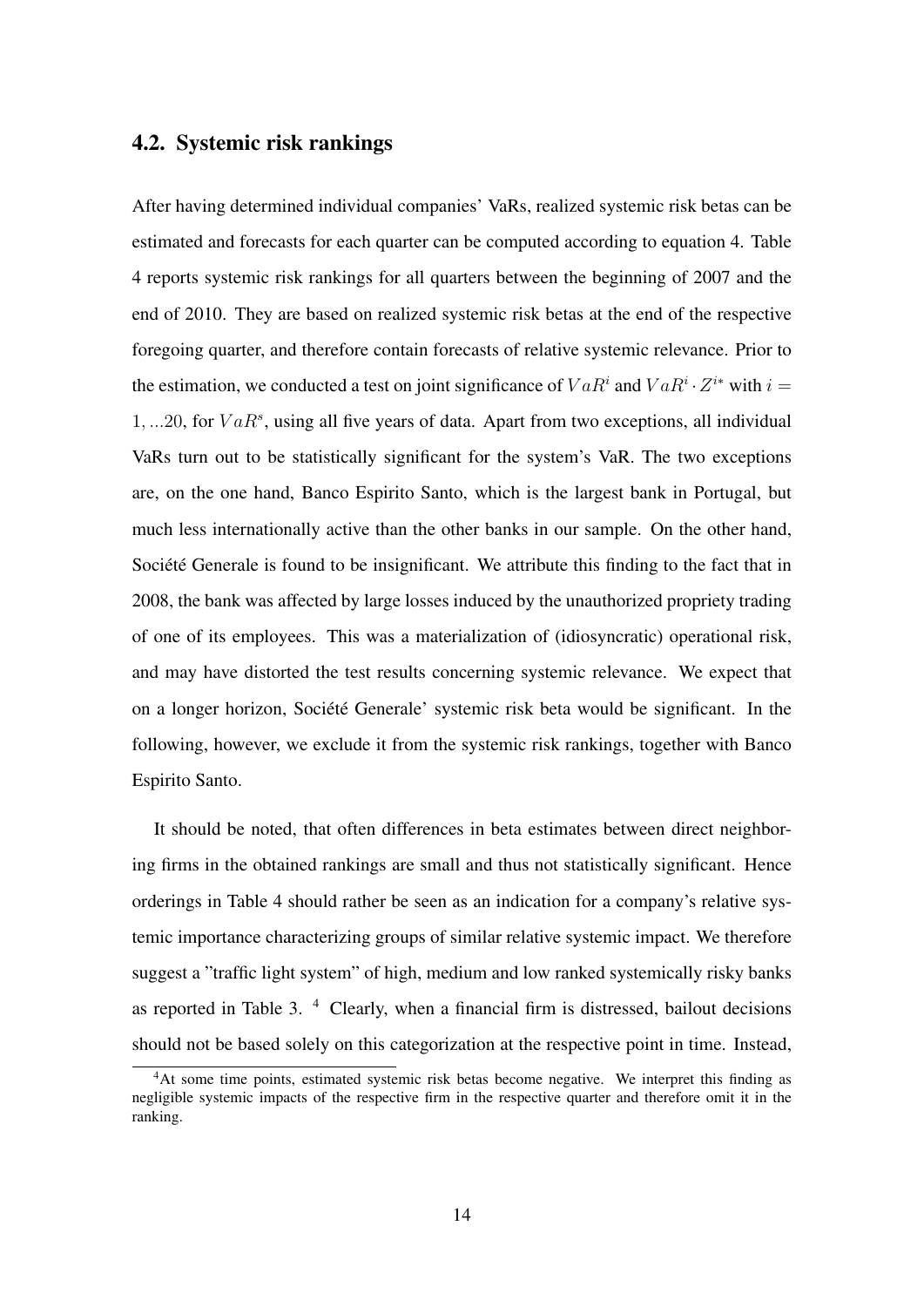## 4.2. Systemic risk rankings

After having determined individual companies' VaRs, realized systemic risk betas can be estimated and forecasts for each quarter can be computed according to equation 4. Table 4 reports systemic risk rankings for all quarters between the beginning of 2007 and the end of 2010. They are based on realized systemic risk betas at the end of the respective foregoing quarter, and therefore contain forecasts of relative systemic relevance. Prior to the estimation, we conducted a test on joint significance of $VaR^i$ and $VaR^i \cdot Z^{i*}$ with $i = 1, ...20$, for $VaR^s$, using all five years of data. Apart from two exceptions, all individual VaRs turn out to be statistically significant for the system's VaR. The two exceptions are, on the one hand, Banco Espirito Santo, which is the largest bank in Portugal, but much less internationally active than the other banks in our sample. On the other hand, Société Generale is found to be insignificant. We attribute this finding to the fact that in 2008, the bank was affected by large losses induced by the unauthorized propriety trading of one of its employees. This was a materialization of (idiosyncratic) operational risk, and may have distorted the test results concerning systemic relevance. We expect that on a longer horizon, Société Generale' systemic risk beta would be significant. In the following, however, we exclude it from the systemic risk rankings, together with Banco Espirito Santo.

It should be noted, that often differences in beta estimates between direct neighboring firms in the obtained rankings are small and thus not statistically significant. Hence orderings in Table 4 should rather be seen as an indication for a company's relative systemic importance characterizing groups of similar relative systemic impact. We therefore suggest a "traffic light system" of high, medium and low ranked systemically risky banks as reported in Table 3. [4] Clearly, when a financial firm is distressed, bailout decisions should not be based solely on this categorization at the respective point in time. Instead,

[4] At some time points, estimated systemic risk betas become negative. We interpret this finding as negligible systemic impacts of the respective firm in the respective quarter and therefore omit it in the ranking.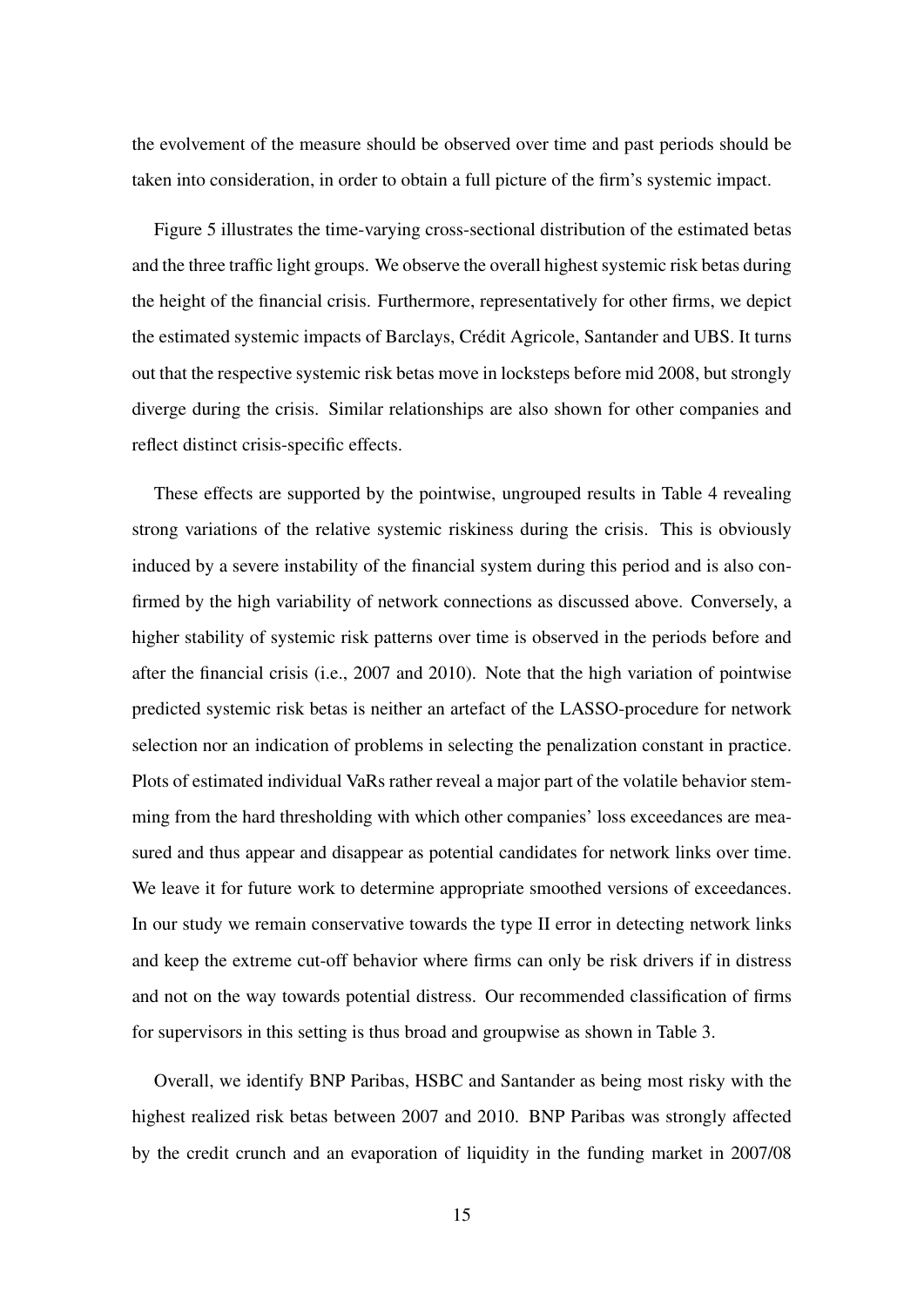the evolvement of the measure should be observed over time and past periods should be taken into consideration, in order to obtain a full picture of the firm's systemic impact.

Figure 5 illustrates the time-varying cross-sectional distribution of the estimated betas and the three traffic light groups. We observe the overall highest systemic risk betas during the height of the financial crisis. Furthermore, representatively for other firms, we depict the estimated systemic impacts of Barclays, Crédit Agricole, Santander and UBS. It turns out that the respective systemic risk betas move in locksteps before mid 2008, but strongly diverge during the crisis. Similar relationships are also shown for other companies and reflect distinct crisis-specific effects.

These effects are supported by the pointwise, ungrouped results in Table 4 revealing strong variations of the relative systemic riskiness during the crisis. This is obviously induced by a severe instability of the financial system during this period and is also confirmed by the high variability of network connections as discussed above. Conversely, a higher stability of systemic risk patterns over time is observed in the periods before and after the financial crisis (i.e., 2007 and 2010). Note that the high variation of pointwise predicted systemic risk betas is neither an artefact of the LASSO-procedure for network selection nor an indication of problems in selecting the penalization constant in practice. Plots of estimated individual VaRs rather reveal a major part of the volatile behavior stemming from the hard thresholding with which other companies' loss exceedances are measured and thus appear and disappear as potential candidates for network links over time. We leave it for future work to determine appropriate smoothed versions of exceedances. In our study we remain conservative towards the type II error in detecting network links and keep the extreme cut-off behavior where firms can only be risk drivers if in distress and not on the way towards potential distress. Our recommended classification of firms for supervisors in this setting is thus broad and groupwise as shown in Table 3.

Overall, we identify BNP Paribas, HSBC and Santander as being most risky with the highest realized risk betas between 2007 and 2010. BNP Paribas was strongly affected by the credit crunch and an evaporation of liquidity in the funding market in 2007/08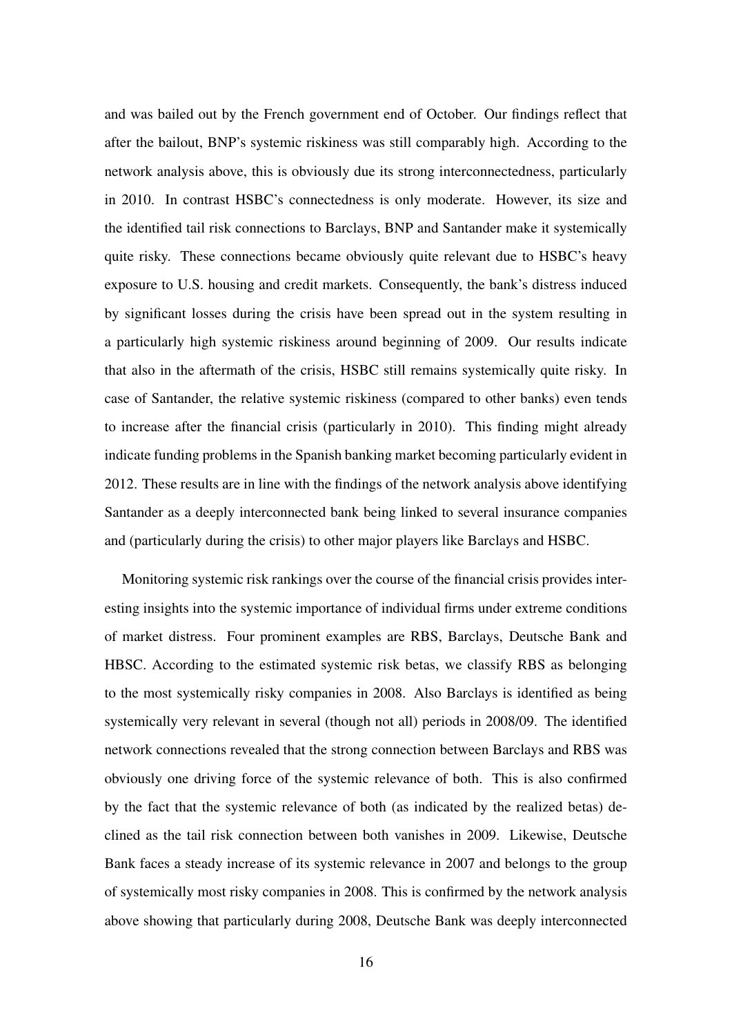and was bailed out by the French government end of October. Our findings reflect that after the bailout, BNP's systemic riskiness was still comparably high. According to the network analysis above, this is obviously due its strong interconnectedness, particularly in 2010. In contrast HSBC's connectedness is only moderate. However, its size and the identified tail risk connections to Barclays, BNP and Santander make it systemically quite risky. These connections became obviously quite relevant due to HSBC's heavy exposure to U.S. housing and credit markets. Consequently, the bank's distress induced by significant losses during the crisis have been spread out in the system resulting in a particularly high systemic riskiness around beginning of 2009. Our results indicate that also in the aftermath of the crisis, HSBC still remains systemically quite risky. In case of Santander, the relative systemic riskiness (compared to other banks) even tends to increase after the financial crisis (particularly in 2010). This finding might already indicate funding problems in the Spanish banking market becoming particularly evident in 2012. These results are in line with the findings of the network analysis above identifying Santander as a deeply interconnected bank being linked to several insurance companies and (particularly during the crisis) to other major players like Barclays and HSBC.

Monitoring systemic risk rankings over the course of the financial crisis provides interesting insights into the systemic importance of individual firms under extreme conditions of market distress. Four prominent examples are RBS, Barclays, Deutsche Bank and HBSC. According to the estimated systemic risk betas, we classify RBS as belonging to the most systemically risky companies in 2008. Also Barclays is identified as being systemically very relevant in several (though not all) periods in 2008/09. The identified network connections revealed that the strong connection between Barclays and RBS was obviously one driving force of the systemic relevance of both. This is also confirmed by the fact that the systemic relevance of both (as indicated by the realized betas) declined as the tail risk connection between both vanishes in 2009. Likewise, Deutsche Bank faces a steady increase of its systemic relevance in 2007 and belongs to the group of systemically most risky companies in 2008. This is confirmed by the network analysis above showing that particularly during 2008, Deutsche Bank was deeply interconnected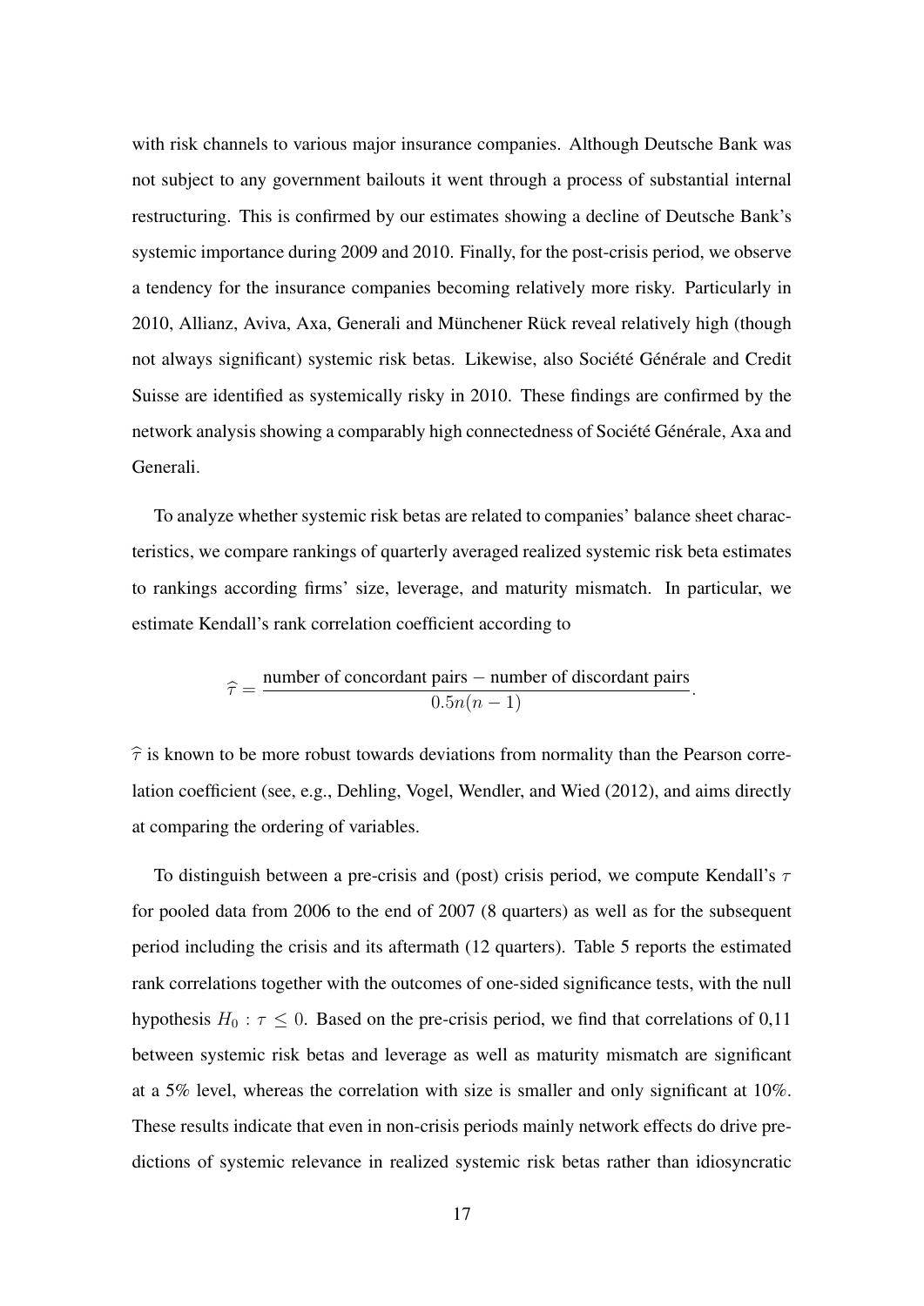with risk channels to various major insurance companies. Although Deutsche Bank was not subject to any government bailouts it went through a process of substantial internal restructuring. This is confirmed by our estimates showing a decline of Deutsche Bank's systemic importance during 2009 and 2010. Finally, for the post-crisis period, we observe a tendency for the insurance companies becoming relatively more risky. Particularly in 2010, Allianz, Aviva, Axa, Generali and Münchener Rück reveal relatively high (though not always significant) systemic risk betas. Likewise, also Société Générale and Credit Suisse are identified as systemically risky in 2010. These findings are confirmed by the network analysis showing a comparably high connectedness of Société Générale, Axa and Generali.

To analyze whether systemic risk betas are related to companies' balance sheet characteristics, we compare rankings of quarterly averaged realized systemic risk beta estimates to rankings according firms' size, leverage, and maturity mismatch. In particular, we estimate Kendall's rank correlation coefficient according to

$$\widehat{\tau} = \frac{\text{number of concordant pairs} - \text{number of discordant pairs}}{0.5n(n-1)}.$$

$\widehat{\tau}$ is known to be more robust towards deviations from normality than the Pearson correlation coefficient (see, e.g., Dehling, Vogel, Wendler, and Wied (2012), and aims directly at comparing the ordering of variables.

To distinguish between a pre-crisis and (post) crisis period, we compute Kendall's $\tau$ for pooled data from 2006 to the end of 2007 (8 quarters) as well as for the subsequent period including the crisis and its aftermath (12 quarters). Table 5 reports the estimated rank correlations together with the outcomes of one-sided significance tests, with the null hypothesis $H_0 : \tau \leq 0$. Based on the pre-crisis period, we find that correlations of 0,11 between systemic risk betas and leverage as well as maturity mismatch are significant at a 5% level, whereas the correlation with size is smaller and only significant at 10%. These results indicate that even in non-crisis periods mainly network effects do drive predictions of systemic relevance in realized systemic risk betas rather than idiosyncratic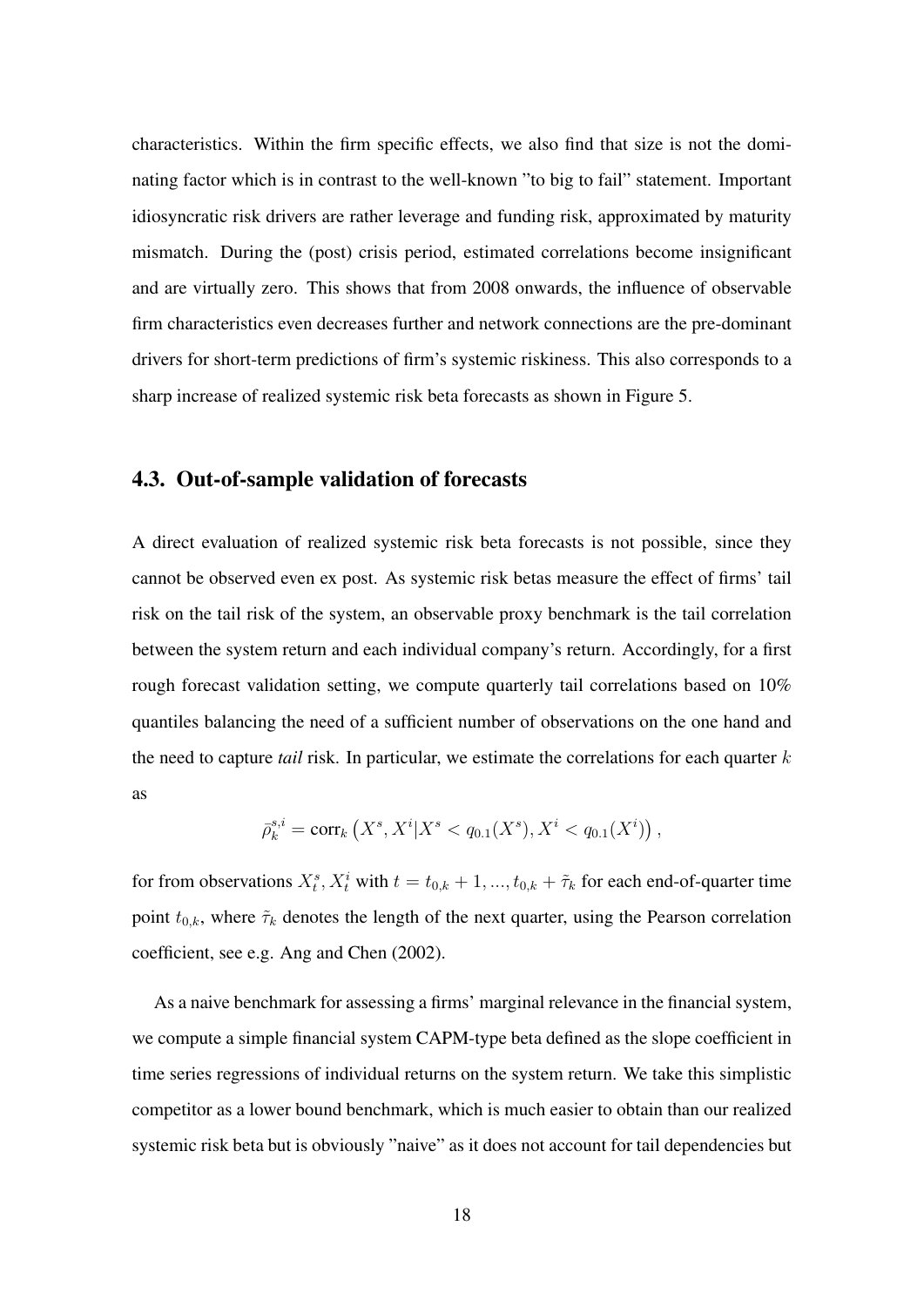characteristics. Within the firm specific effects, we also find that size is not the dominating factor which is in contrast to the well-known "to big to fail" statement. Important idiosyncratic risk drivers are rather leverage and funding risk, approximated by maturity mismatch. During the (post) crisis period, estimated correlations become insignificant and are virtually zero. This shows that from 2008 onwards, the influence of observable firm characteristics even decreases further and network connections are the pre-dominant drivers for short-term predictions of firm's systemic riskiness. This also corresponds to a sharp increase of realized systemic risk beta forecasts as shown in Figure 5.

## 4.3. Out-of-sample validation of forecasts

A direct evaluation of realized systemic risk beta forecasts is not possible, since they cannot be observed even ex post. As systemic risk betas measure the effect of firms' tail risk on the tail risk of the system, an observable proxy benchmark is the tail correlation between the system return and each individual company's return. Accordingly, for a first rough forecast validation setting, we compute quarterly tail correlations based on 10% quantiles balancing the need of a sufficient number of observations on the one hand and the need to capture *tail* risk. In particular, we estimate the correlations for each quarter $k$ as

$$\bar{\rho}_k^{s,i} = \text{corr}_k \left( X^s, X^i | X^s < q_{0.1}(X^s), X^i < q_{0.1}(X^i) \right),$$

for from observations $X_t^s, X_t^i$ with $t = t_{0,k} + 1, ..., t_{0,k} + \tilde{\tau}_k$ for each end-of-quarter time point $t_{0,k}$, where $\tilde{\tau}_k$ denotes the length of the next quarter, using the Pearson correlation coefficient, see e.g. Ang and Chen (2002).

As a naive benchmark for assessing a firms' marginal relevance in the financial system, we compute a simple financial system CAPM-type beta defined as the slope coefficient in time series regressions of individual returns on the system return. We take this simplistic competitor as a lower bound benchmark, which is much easier to obtain than our realized systemic risk beta but is obviously "naive" as it does not account for tail dependencies but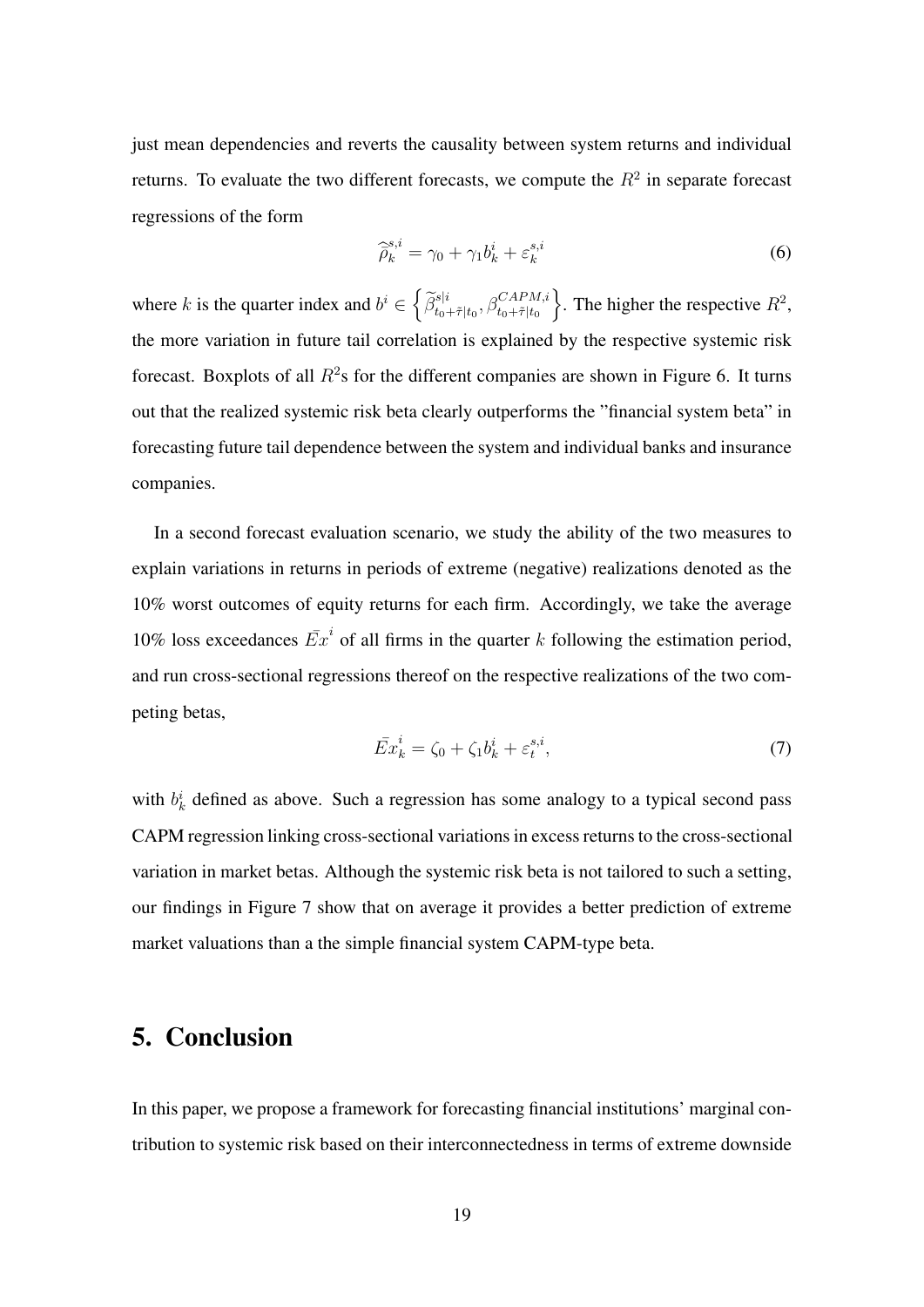just mean dependencies and reverts the causality between system returns and individual returns. To evaluate the two different forecasts, we compute the $R^2$ in separate forecast regressions of the form

$$\widehat{\rho}_k^{s,i} = \gamma_0 + \gamma_1 b_k^i + \varepsilon_k^{s,i} \tag{6}$$

where $k$ is the quarter index and $b^i \in \left\{ \widetilde{\beta}^{s|i}_{t_0+\tilde{\tau}|t_0}, \beta^{CAPM,i}_{t_0+\tilde{\tau}|t_0} \right\}$. The higher the respective $R^2$, the more variation in future tail correlation is explained by the respective systemic risk forecast. Boxplots of all $R^2$s for the different companies are shown in Figure 6. It turns out that the realized systemic risk beta clearly outperforms the "financial system beta" in forecasting future tail dependence between the system and individual banks and insurance companies.

In a second forecast evaluation scenario, we study the ability of the two measures to explain variations in returns in periods of extreme (negative) realizations denoted as the 10% worst outcomes of equity returns for each firm. Accordingly, we take the average 10% loss exceedances $\bar{Ex}^i$ of all firms in the quarter $k$ following the estimation period, and run cross-sectional regressions thereof on the respective realizations of the two competing betas,

$$\bar{Ex}_k^i = \zeta_0 + \zeta_1 b_k^i + \varepsilon_t^{s,i}, \tag{7}$$

with $b_k^i$ defined as above. Such a regression has some analogy to a typical second pass CAPM regression linking cross-sectional variations in excess returns to the cross-sectional variation in market betas. Although the systemic risk beta is not tailored to such a setting, our findings in Figure 7 show that on average it provides a better prediction of extreme market valuations than a the simple financial system CAPM-type beta.

## 5. Conclusion

In this paper, we propose a framework for forecasting financial institutions' marginal contribution to systemic risk based on their interconnectedness in terms of extreme downside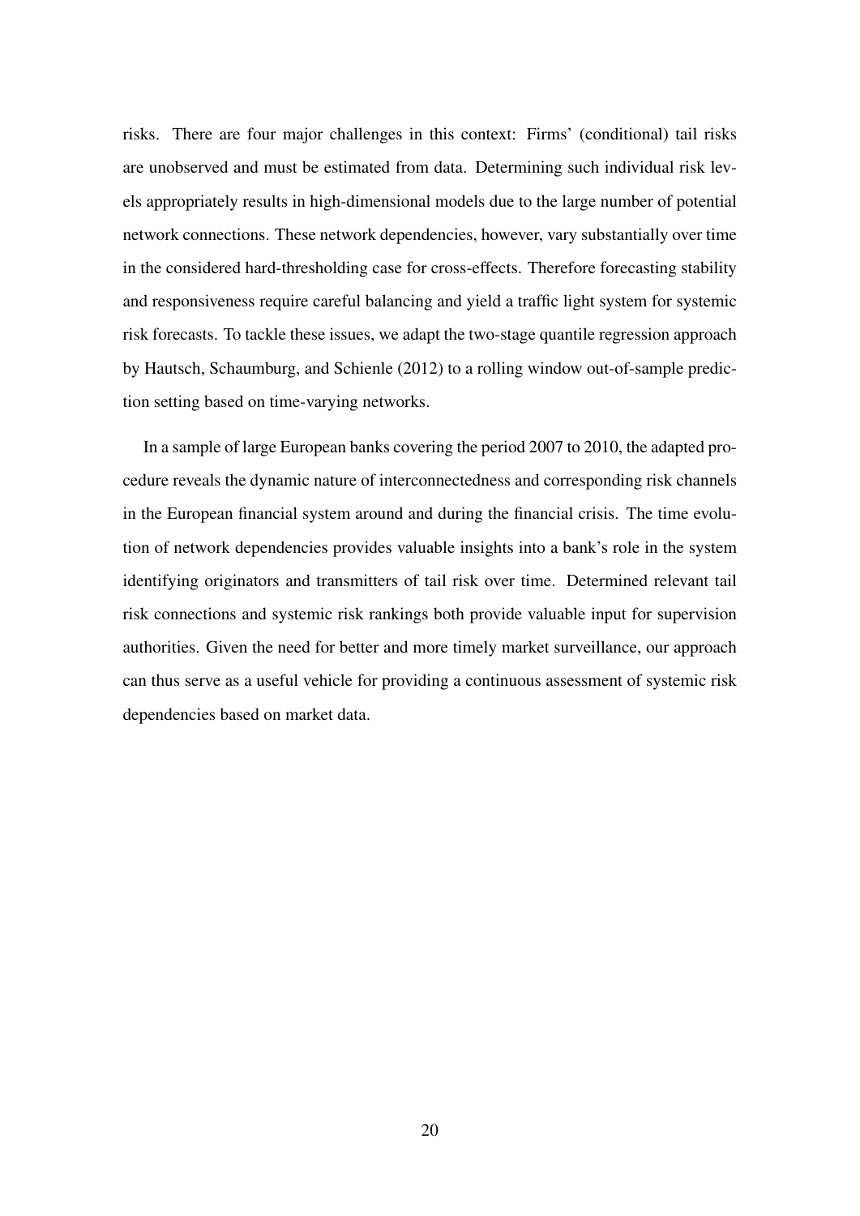risks. There are four major challenges in this context: Firms' (conditional) tail risks are unobserved and must be estimated from data. Determining such individual risk levels appropriately results in high-dimensional models due to the large number of potential network connections. These network dependencies, however, vary substantially over time in the considered hard-thresholding case for cross-effects. Therefore forecasting stability and responsiveness require careful balancing and yield a traffic light system for systemic risk forecasts. To tackle these issues, we adapt the two-stage quantile regression approach by Hautsch, Schaumburg, and Schienle (2012) to a rolling window out-of-sample prediction setting based on time-varying networks.

In a sample of large European banks covering the period 2007 to 2010, the adapted procedure reveals the dynamic nature of interconnectedness and corresponding risk channels in the European financial system around and during the financial crisis. The time evolution of network dependencies provides valuable insights into a bank's role in the system identifying originators and transmitters of tail risk over time. Determined relevant tail risk connections and systemic risk rankings both provide valuable input for supervision authorities. Given the need for better and more timely market surveillance, our approach can thus serve as a useful vehicle for providing a continuous assessment of systemic risk dependencies based on market data.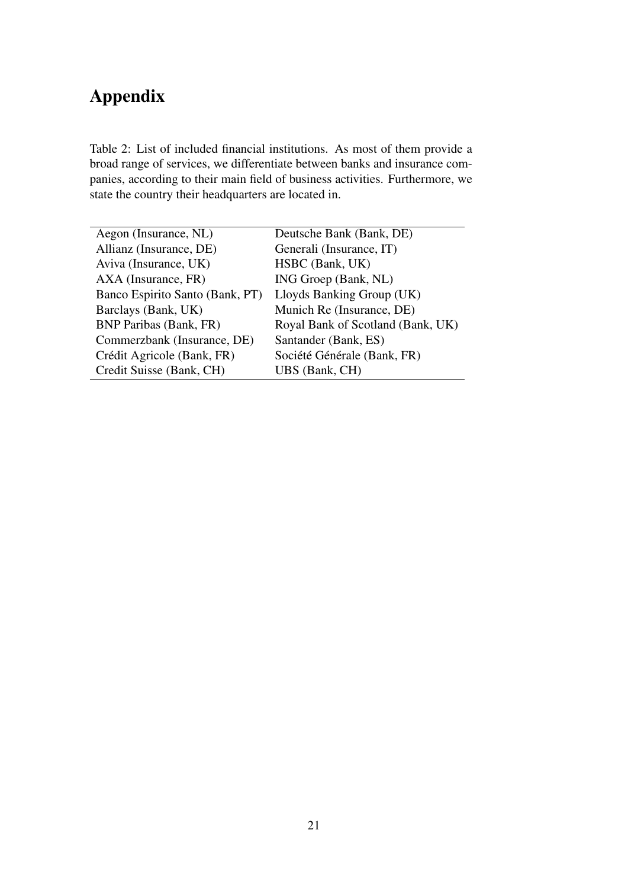# Appendix

Table 2: List of included financial institutions. As most of them provide a broad range of services, we differentiate between banks and insurance companies, according to their main field of business activities. Furthermore, we state the country their headquarters are located in.

| | |
|---|---|
| Aegon (Insurance, NL) | Deutsche Bank (Bank, DE) |
| Allianz (Insurance, DE) | Generali (Insurance, IT) |
| Aviva (Insurance, UK) | HSBC (Bank, UK) |
| AXA (Insurance, FR) | ING Groep (Bank, NL) |
| Banco Espirito Santo (Bank, PT) | Lloyds Banking Group (UK) |
| Barclays (Bank, UK) | Munich Re (Insurance, DE) |
| BNP Paribas (Bank, FR) | Royal Bank of Scotland (Bank, UK) |
| Commerzbank (Insurance, DE) | Santander (Bank, ES) |
| Crédit Agricole (Bank, FR) | Société Générale (Bank, FR) |
| Credit Suisse (Bank, CH) | UBS (Bank, CH) |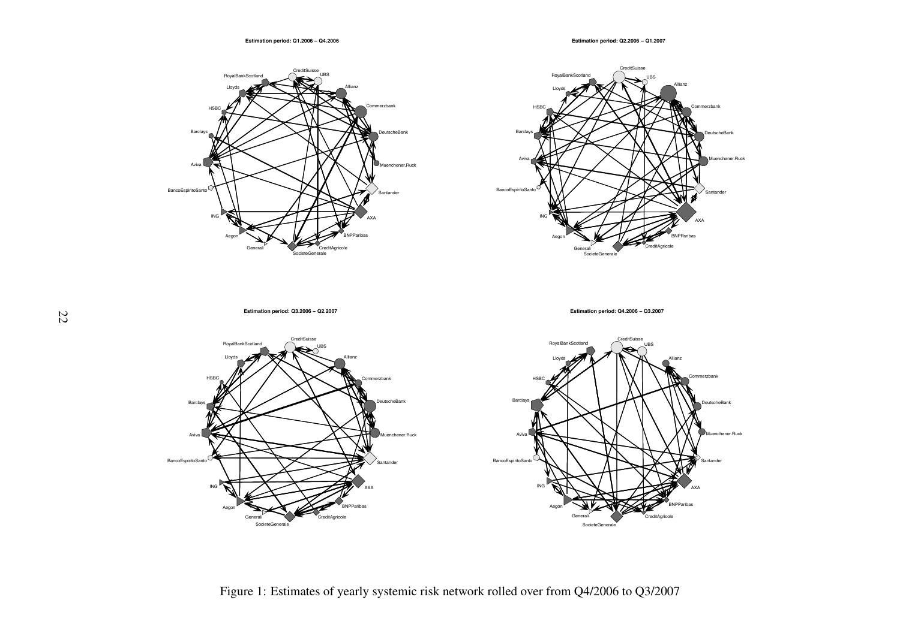Figure 1: Estimates of yearly systemic risk network rolled over from Q4/2006 to Q3/2007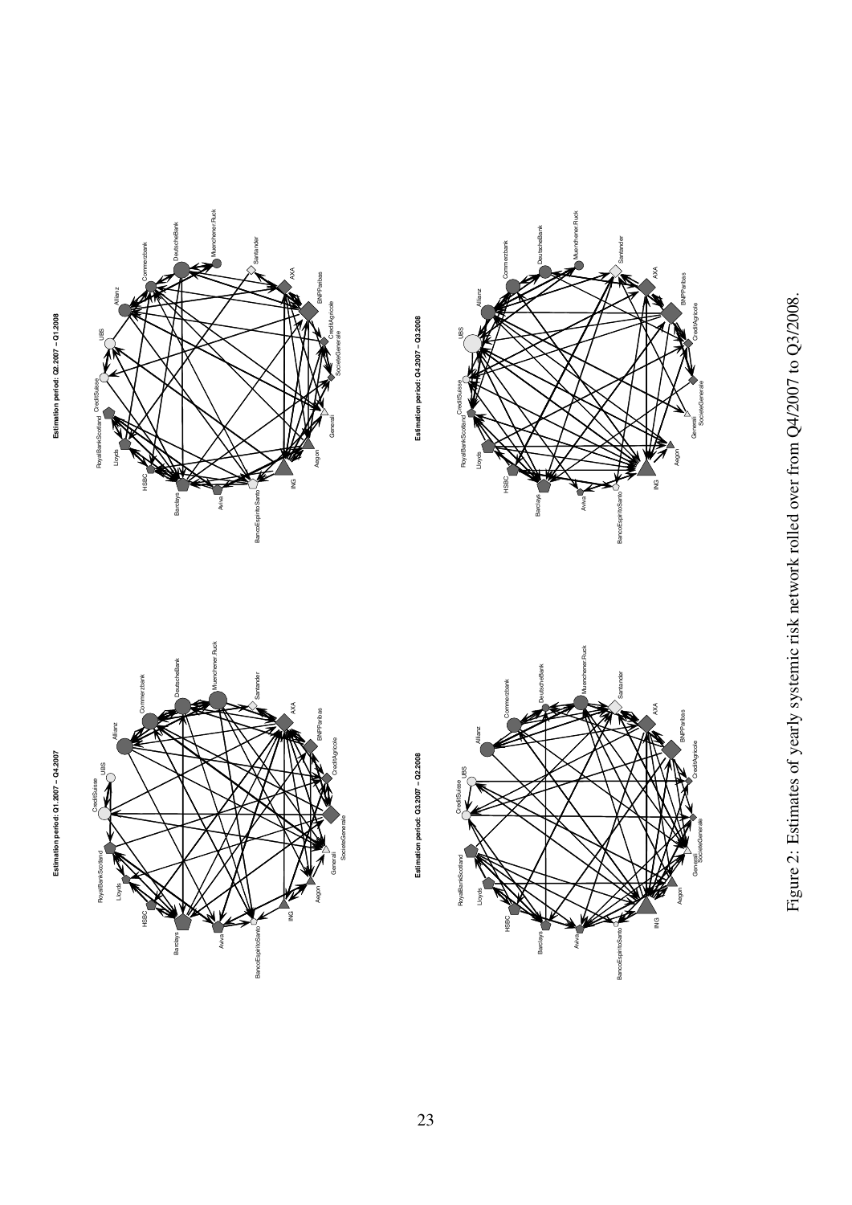Figure 2: Estimates of yearly systemic risk network rolled over from Q4/2007 to Q3/2008.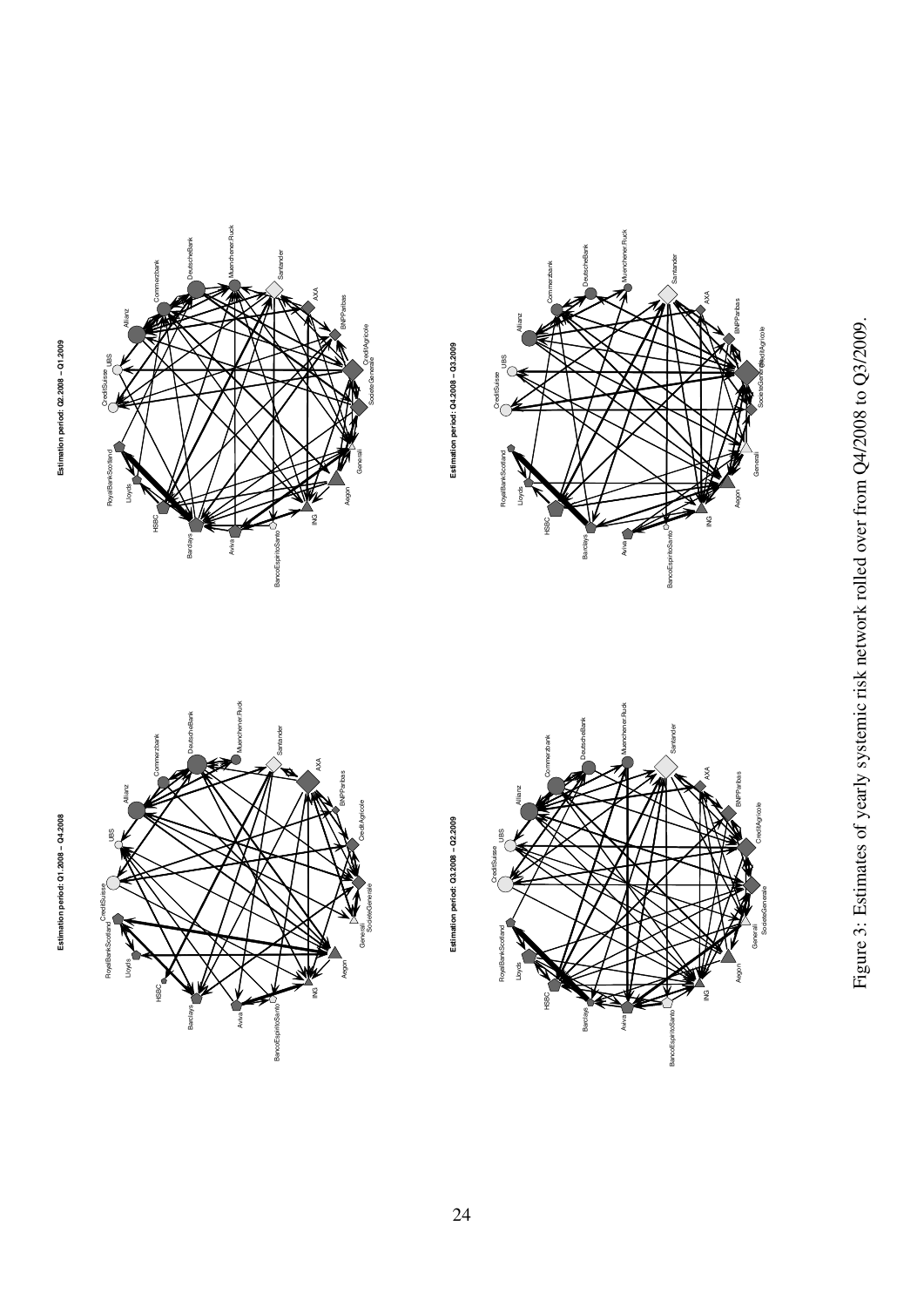Estimation period: Q1.2008 – Q4.2008

Estimation period: Q2.2008 – Q1.2009

Estimation period: Q3.2008 – Q2.2009

Estimation period: Q4.2008 – Q3.2009

Figure 3: Estimates of yearly systemic risk network rolled over from Q4/2008 to Q3/2009.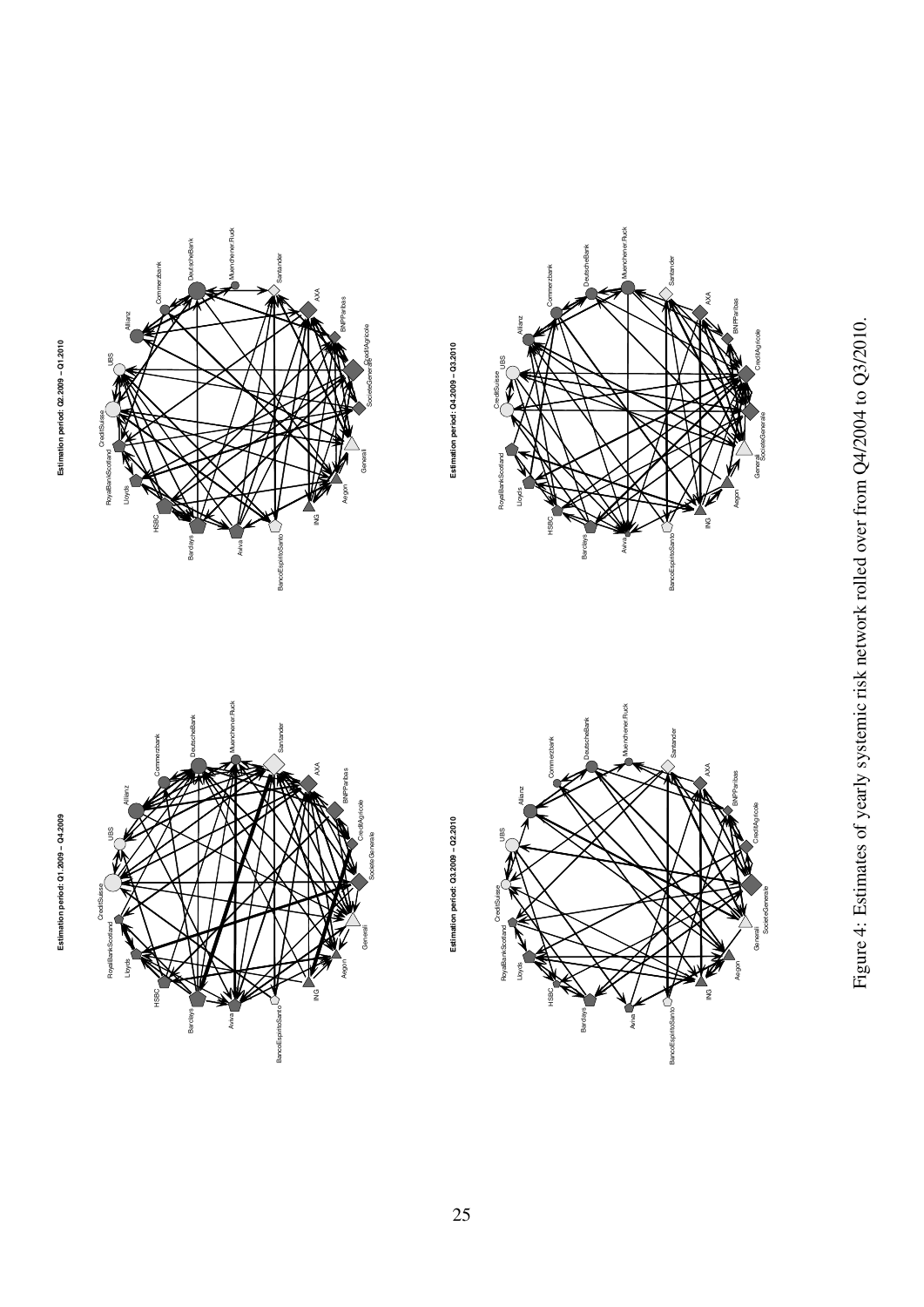Figure 4: Estimates of yearly systemic risk network rolled over from Q4/2004 to Q3/2010.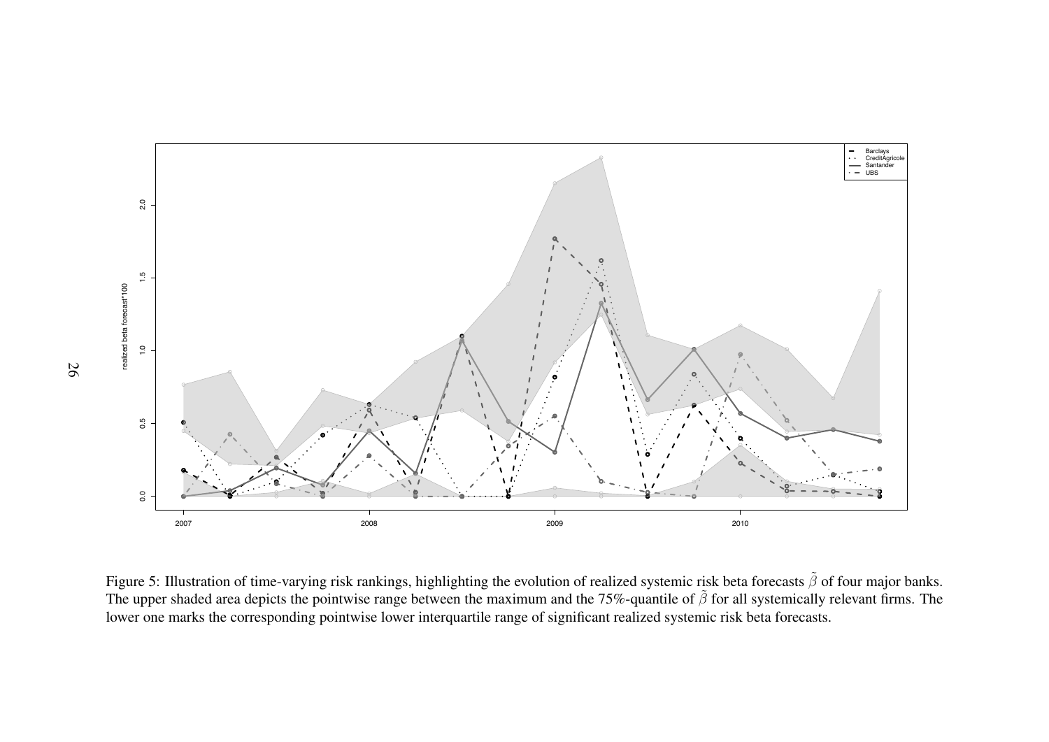Figure 5: Illustration of time-varying risk rankings, highlighting the evolution of realized systemic risk beta forecasts $\tilde{\beta}$ of four major banks. The upper shaded area depicts the pointwise range between the maximum and the 75%-quantile of $\tilde{\beta}$ for all systemically relevant firms. The lower one marks the corresponding pointwise lower interquartile range of significant realized systemic risk beta forecasts.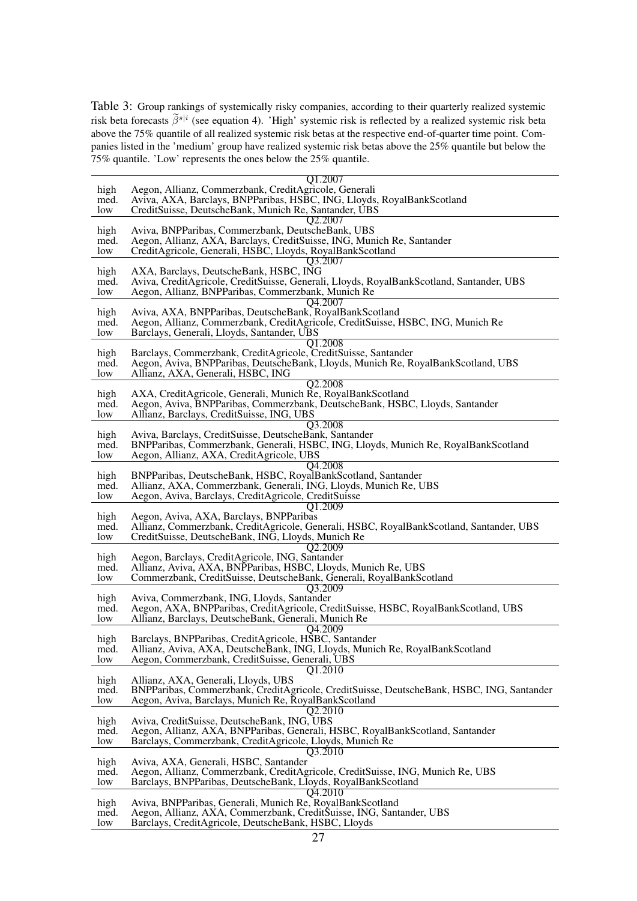Table 3: Group rankings of systemically risky companies, according to their quarterly realized systemic risk beta forecasts $\widetilde{\beta}^{s|i}$ (see equation 4). 'High' systemic risk is reflected by a realized systemic risk beta above the 75% quantile of all realized systemic risk betas at the respective end-of-quarter time point. Companies listed in the 'medium' group have realized systemic risk betas above the 25% quantile but below the 75% quantile. 'Low' represents the ones below the 25% quantile.

| | Q1.2007 |
|---|---|
| high | Aegon, Allianz, Commerzbank, CreditAgricole, Generali |
| med. | Aviva, AXA, Barclays, BNPParibas, HSBC, ING, Lloyds, RoyalBankScotland |
| low | CreditSuisse, DeutscheBank, Munich Re, Santander, UBS |
| | **Q2.2007** |
| high | Aviva, BNPParibas, Commerzbank, DeutscheBank, UBS |
| med. | Aegon, Allianz, AXA, Barclays, CreditSuisse, ING, Munich Re, Santander |
| low | CreditAgricole, Generali, HSBC, Lloyds, RoyalBankScotland |
| | **Q3.2007** |
| high | AXA, Barclays, DeutscheBank, HSBC, ING |
| med. | Aviva, CreditAgricole, CreditSuisse, Generali, Lloyds, RoyalBankScotland, Santander, UBS |
| low | Aegon, Allianz, BNPParibas, Commerzbank, Munich Re |
| | **Q4.2007** |
| high | Aviva, AXA, BNPParibas, DeutscheBank, RoyalBankScotland |
| med. | Aegon, Allianz, Commerzbank, CreditAgricole, CreditSuisse, HSBC, ING, Munich Re |
| low | Barclays, Generali, Lloyds, Santander, UBS |
| | **Q1.2008** |
| high | Barclays, Commerzbank, CreditAgricole, CreditSuisse, Santander |
| med. | Aegon, Aviva, BNPParibas, DeutscheBank, Lloyds, Munich Re, RoyalBankScotland, UBS |
| low | Allianz, AXA, Generali, HSBC, ING |
| | **Q2.2008** |
| high | AXA, CreditAgricole, Generali, Munich Re, RoyalBankScotland |
| med. | Aegon, Aviva, BNPParibas, Commerzbank, DeutscheBank, HSBC, Lloyds, Santander |
| low | Allianz, Barclays, CreditSuisse, ING, UBS |
| | **Q3.2008** |
| high | Aviva, Barclays, CreditSuisse, DeutscheBank, Santander |
| med. | BNPParibas, Commerzbank, Generali, HSBC, ING, Lloyds, Munich Re, RoyalBankScotland |
| low | Aegon, Allianz, AXA, CreditAgricole, UBS |
| | **Q4.2008** |
| high | BNPParibas, DeutscheBank, HSBC, RoyalBankScotland, Santander |
| med. | Allianz, AXA, Commerzbank, Generali, ING, Lloyds, Munich Re, UBS |
| low | Aegon, Aviva, Barclays, CreditAgricole, CreditSuisse |
| | **Q1.2009** |
| high | Aegon, Aviva, AXA, Barclays, BNPParibas |
| med. | Allianz, Commerzbank, CreditAgricole, Generali, HSBC, RoyalBankScotland, Santander, UBS |
| low | CreditSuisse, DeutscheBank, ING, Lloyds, Munich Re |
| | **Q2.2009** |
| high | Aegon, Barclays, CreditAgricole, ING, Santander |
| med. | Allianz, Aviva, AXA, BNPParibas, HSBC, Lloyds, Munich Re, UBS |
| low | Commerzbank, CreditSuisse, DeutscheBank, Generali, RoyalBankScotland |
| | **Q3.2009** |
| high | Aviva, Commerzbank, ING, Lloyds, Santander |
| med. | Aegon, AXA, BNPParibas, CreditAgricole, CreditSuisse, HSBC, RoyalBankScotland, UBS |
| low | Allianz, Barclays, DeutscheBank, Generali, Munich Re |
| | **Q4.2009** |
| high | Barclays, BNPParibas, CreditAgricole, HSBC, Santander |
| med. | Allianz, Aviva, AXA, DeutscheBank, ING, Lloyds, Munich Re, RoyalBankScotland |
| low | Aegon, Commerzbank, CreditSuisse, Generali, UBS |
| | **Q1.2010** |
| high | Allianz, AXA, Generali, Lloyds, UBS |
| med. | BNPParibas, Commerzbank, CreditAgricole, CreditSuisse, DeutscheBank, HSBC, ING, Santander |
| low | Aegon, Aviva, Barclays, Munich Re, RoyalBankScotland |
| | **Q2.2010** |
| high | Aviva, CreditSuisse, DeutscheBank, ING, UBS |
| med. | Aegon, Allianz, AXA, BNPParibas, Generali, HSBC, RoyalBankScotland, Santander |
| low | Barclays, Commerzbank, CreditAgricole, Lloyds, Munich Re |
| | **Q3.2010** |
| high | Aviva, AXA, Generali, HSBC, Santander |
| med. | Aegon, Allianz, Commerzbank, CreditAgricole, CreditSuisse, ING, Munich Re, UBS |
| low | Barclays, BNPParibas, DeutscheBank, Lloyds, RoyalBankScotland |
| | **Q4.2010** |
| high | Aviva, BNPParibas, Generali, Munich Re, RoyalBankScotland |
| med. | Aegon, Allianz, AXA, Commerzbank, CreditSuisse, ING, Santander, UBS |
| low | Barclays, CreditAgricole, DeutscheBank, HSBC, Lloyds |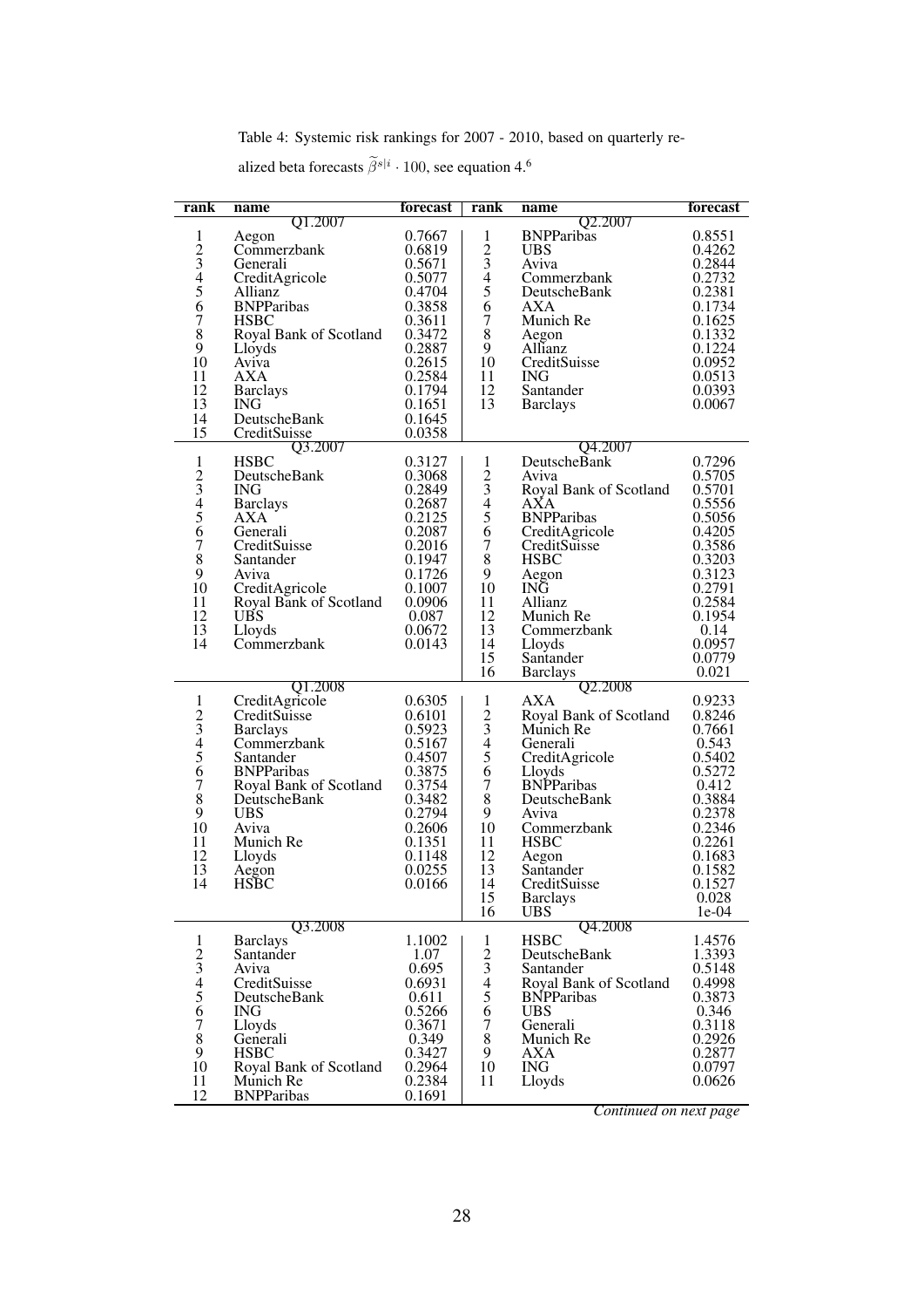Table 4: Systemic risk rankings for 2007 - 2010, based on quarterly realized beta forecasts $\widetilde{\beta}^{s|i} \cdot 100$, see equation 4.[6]

| rank | name | forecast | rank | name | forecast |
|---|---|---|---|---|---|
| | Q1.2007 | | | Q2.2007 | |
| 1 | Aegon | 0.7667 | 1 | BNPParibas | 0.8551 |
| 2 | Commerzbank | 0.6819 | 2 | UBS | 0.4262 |
| 3 | Generali | 0.5671 | 3 | Aviva | 0.2844 |
| 4 | CreditAgricole | 0.5077 | 4 | Commerzbank | 0.2732 |
| 5 | Allianz | 0.4704 | 5 | DeutscheBank | 0.2381 |
| 6 | BNPParibas | 0.3858 | 6 | AXA | 0.1734 |
| 7 | HSBC | 0.3611 | 7 | Munich Re | 0.1625 |
| 8 | Royal Bank of Scotland | 0.3472 | 8 | Aegon | 0.1332 |
| 9 | Lloyds | 0.2887 | 9 | Allianz | 0.1224 |
| 10 | Aviva | 0.2615 | 10 | CreditSuisse | 0.0952 |
| 11 | AXA | 0.2584 | 11 | ING | 0.0513 |
| 12 | Barclays | 0.1794 | 12 | Santander | 0.0393 |
| 13 | ING | 0.1651 | 13 | Barclays | 0.0067 |
| 14 | DeutscheBank | 0.1645 | | | |
| 15 | CreditSuisse | 0.0358 | | | |
| | Q3.2007 | | | Q4.2007 | |
| 1 | HSBC | 0.3127 | 1 | DeutscheBank | 0.7296 |
| 2 | DeutscheBank | 0.3068 | 2 | Aviva | 0.5705 |
| 3 | ING | 0.2849 | 3 | Royal Bank of Scotland | 0.5701 |
| 4 | Barclays | 0.2687 | 4 | AXA | 0.5556 |
| 5 | AXA | 0.2125 | 5 | BNPParibas | 0.5056 |
| 6 | Generali | 0.2087 | 6 | CreditAgricole | 0.4205 |
| 7 | CreditSuisse | 0.2016 | 7 | CreditSuisse | 0.3586 |
| 8 | Santander | 0.1947 | 8 | HSBC | 0.3203 |
| 9 | Aviva | 0.1726 | 9 | Aegon | 0.3123 |
| 10 | CreditAgricole | 0.1007 | 10 | ING | 0.2791 |
| 11 | Royal Bank of Scotland | 0.0906 | 11 | Allianz | 0.2584 |
| 12 | UBS | 0.087 | 12 | Munich Re | 0.1954 |
| 13 | Lloyds | 0.0672 | 13 | Commerzbank | 0.14 |
| 14 | Commerzbank | 0.0143 | 14 | Lloyds | 0.0957 |
| | | | 15 | Santander | 0.0779 |
| | | | 16 | Barclays | 0.021 |
| | Q1.2008 | | | Q2.2008 | |
| 1 | CreditAgricole | 0.6305 | 1 | AXA | 0.9233 |
| 2 | CreditSuisse | 0.6101 | 2 | Royal Bank of Scotland | 0.8246 |
| 3 | Barclays | 0.5923 | 3 | Munich Re | 0.7661 |
| 4 | Commerzbank | 0.5167 | 4 | Generali | 0.543 |
| 5 | Santander | 0.4507 | 5 | CreditAgricole | 0.5402 |
| 6 | BNPParibas | 0.3875 | 6 | Lloyds | 0.5272 |
| 7 | Royal Bank of Scotland | 0.3754 | 7 | BNPParibas | 0.412 |
| 8 | DeutscheBank | 0.3482 | 8 | DeutscheBank | 0.3884 |
| 9 | UBS | 0.2794 | 9 | Aviva | 0.2378 |
| 10 | Aviva | 0.2606 | 10 | Commerzbank | 0.2346 |
| 11 | Munich Re | 0.1351 | 11 | HSBC | 0.2261 |
| 12 | Lloyds | 0.1148 | 12 | Aegon | 0.1683 |
| 13 | Aegon | 0.0255 | 13 | Santander | 0.1582 |
| 14 | HSBC | 0.0166 | 14 | CreditSuisse | 0.1527 |
| | | | 15 | Barclays | 0.028 |
| | | | 16 | UBS | 1e-04 |
| | Q3.2008 | | | Q4.2008 | |
| 1 | Barclays | 1.1002 | 1 | HSBC | 1.4576 |
| 2 | Santander | 1.07 | 2 | DeutscheBank | 1.3393 |
| 3 | Aviva | 0.695 | 3 | Santander | 0.5148 |
| 4 | CreditSuisse | 0.6931 | 4 | Royal Bank of Scotland | 0.4998 |
| 5 | DeutscheBank | 0.611 | 5 | BNPParibas | 0.3873 |
| 6 | ING | 0.5266 | 6 | UBS | 0.346 |
| 7 | Lloyds | 0.3671 | 7 | Generali | 0.3118 |
| 8 | Generali | 0.349 | 8 | Munich Re | 0.2926 |
| 9 | HSBC | 0.3427 | 9 | AXA | 0.2877 |
| 10 | Royal Bank of Scotland | 0.2964 | 10 | ING | 0.0797 |
| 11 | Munich Re | 0.2384 | 11 | Lloyds | 0.0626 |
| 12 | BNPParibas | 0.1691 | | | |

*Continued on next page*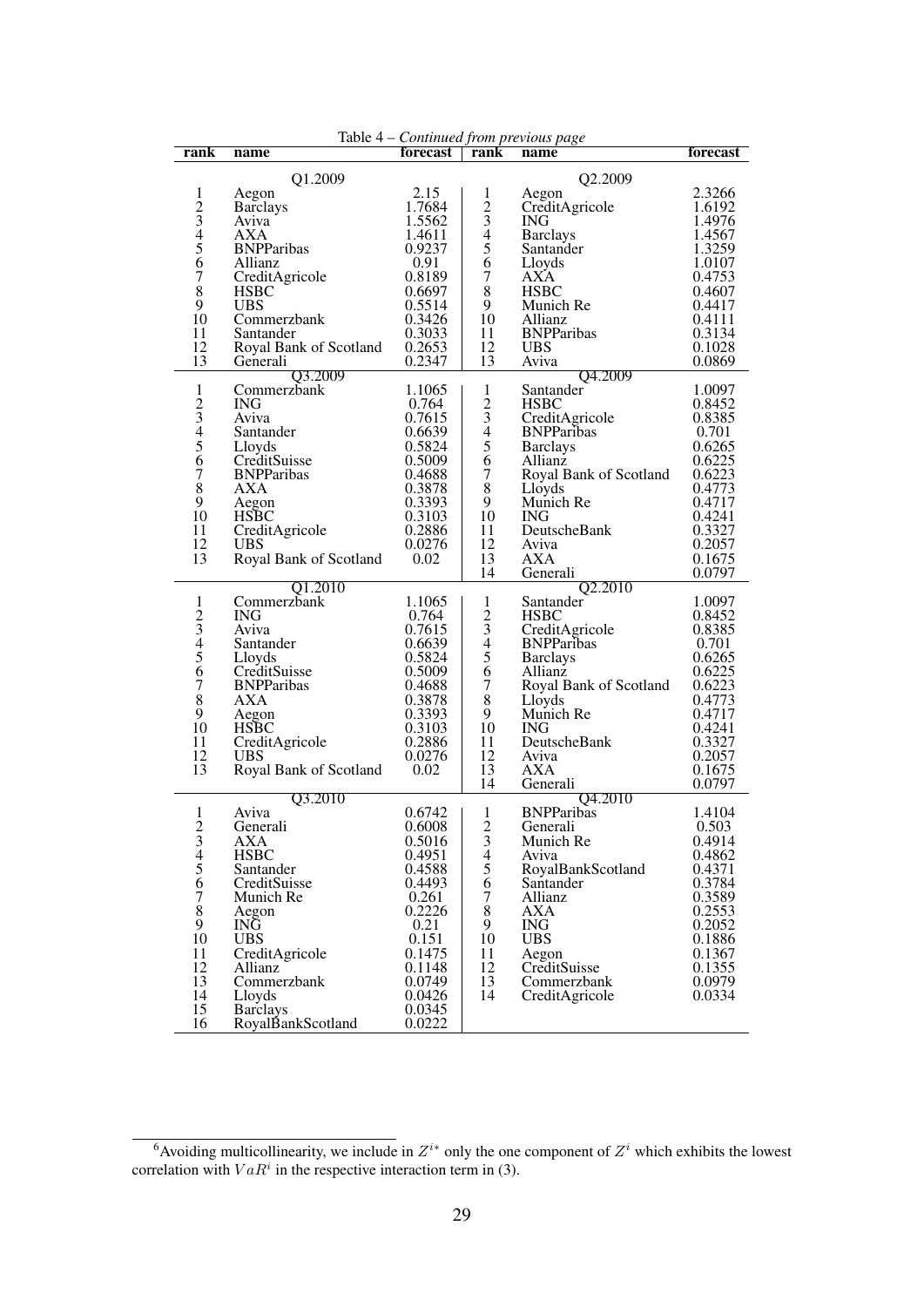Table 4 – *Continued from previous page*

| rank | name | forecast | rank | name | forecast |
|---|---|---|---|---|---|
| | Q1.2009 | | | Q2.2009 | |
| 1 | Aegon | 2.15 | 1 | Aegon | 2.3266 |
| 2 | Barclays | 1.7684 | 2 | CreditAgricole | 1.6192 |
| 3 | Aviva | 1.5562 | 3 | ING | 1.4976 |
| 4 | AXA | 1.4611 | 4 | Barclays | 1.4567 |
| 5 | BNPParibas | 0.9237 | 5 | Santander | 1.3259 |
| 6 | Allianz | 0.91 | 6 | Lloyds | 1.0107 |
| 7 | CreditAgricole | 0.8189 | 7 | AXA | 0.4753 |
| 8 | HSBC | 0.6697 | 8 | HSBC | 0.4607 |
| 9 | UBS | 0.5514 | 9 | Munich Re | 0.4417 |
| 10 | Commerzbank | 0.3426 | 10 | Allianz | 0.4111 |
| 11 | Santander | 0.3033 | 11 | BNPParibas | 0.3134 |
| 12 | Royal Bank of Scotland | 0.2653 | 12 | UBS | 0.1028 |
| 13 | Generali | 0.2347 | 13 | Aviva | 0.0869 |
| | Q3.2009 | | | Q4.2009 | |
| 1 | Commerzbank | 1.1065 | 1 | Santander | 1.0097 |
| 2 | ING | 0.764 | 2 | HSBC | 0.8452 |
| 3 | Aviva | 0.7615 | 3 | CreditAgricole | 0.8385 |
| 4 | Santander | 0.6639 | 4 | BNPParibas | 0.701 |
| 5 | Lloyds | 0.5824 | 5 | Barclays | 0.6265 |
| 6 | CreditSuisse | 0.5009 | 6 | Allianz | 0.6225 |
| 7 | BNPParibas | 0.4688 | 7 | Royal Bank of Scotland | 0.6223 |
| 8 | AXA | 0.3878 | 8 | Lloyds | 0.4773 |
| 9 | Aegon | 0.3393 | 9 | Munich Re | 0.4717 |
| 10 | HSBC | 0.3103 | 10 | ING | 0.4241 |
| 11 | CreditAgricole | 0.2886 | 11 | DeutscheBank | 0.3327 |
| 12 | UBS | 0.0276 | 12 | Aviva | 0.2057 |
| 13 | Royal Bank of Scotland | 0.02 | 13 | AXA | 0.1675 |
| | | | 14 | Generali | 0.0797 |
| | Q1.2010 | | | Q2.2010 | |
| 1 | Commerzbank | 1.1065 | 1 | Santander | 1.0097 |
| 2 | ING | 0.764 | 2 | HSBC | 0.8452 |
| 3 | Aviva | 0.7615 | 3 | CreditAgricole | 0.8385 |
| 4 | Santander | 0.6639 | 4 | BNPParibas | 0.701 |
| 5 | Lloyds | 0.5824 | 5 | Barclays | 0.6265 |
| 6 | CreditSuisse | 0.5009 | 6 | Allianz | 0.6225 |
| 7 | BNPParibas | 0.4688 | 7 | Royal Bank of Scotland | 0.6223 |
| 8 | AXA | 0.3878 | 8 | Lloyds | 0.4773 |
| 9 | Aegon | 0.3393 | 9 | Munich Re | 0.4717 |
| 10 | HSBC | 0.3103 | 10 | ING | 0.4241 |
| 11 | CreditAgricole | 0.2886 | 11 | DeutscheBank | 0.3327 |
| 12 | UBS | 0.0276 | 12 | Aviva | 0.2057 |
| 13 | Royal Bank of Scotland | 0.02 | 13 | AXA | 0.1675 |
| | | | 14 | Generali | 0.0797 |
| | Q3.2010 | | | Q4.2010 | |
| 1 | Aviva | 0.6742 | 1 | BNPParibas | 1.4104 |
| 2 | Generali | 0.6008 | 2 | Generali | 0.503 |
| 3 | AXA | 0.5016 | 3 | Munich Re | 0.4914 |
| 4 | HSBC | 0.4951 | 4 | Aviva | 0.4862 |
| 5 | Santander | 0.4588 | 5 | RoyalBankScotland | 0.4371 |
| 6 | CreditSuisse | 0.4493 | 6 | Santander | 0.3784 |
| 7 | Munich Re | 0.261 | 7 | Allianz | 0.3589 |
| 8 | Aegon | 0.2226 | 8 | AXA | 0.2553 |
| 9 | ING | 0.21 | 9 | ING | 0.2052 |
| 10 | UBS | 0.151 | 10 | UBS | 0.1886 |
| 11 | CreditAgricole | 0.1475 | 11 | Aegon | 0.1367 |
| 12 | Allianz | 0.1148 | 12 | CreditSuisse | 0.1355 |
| 13 | Commerzbank | 0.0749 | 13 | Commerzbank | 0.0979 |
| 14 | Lloyds | 0.0426 | 14 | CreditAgricole | 0.0334 |
| 15 | Barclays | 0.0345 | | | |
| 16 | RoyalBankScotland | 0.0222 | | | |

[6] Avoiding multicollinearity, we include in $Z^{i*}$ only the one component of $Z^i$ which exhibits the lowest correlation with $VaR^i$ in the respective interaction term in (3).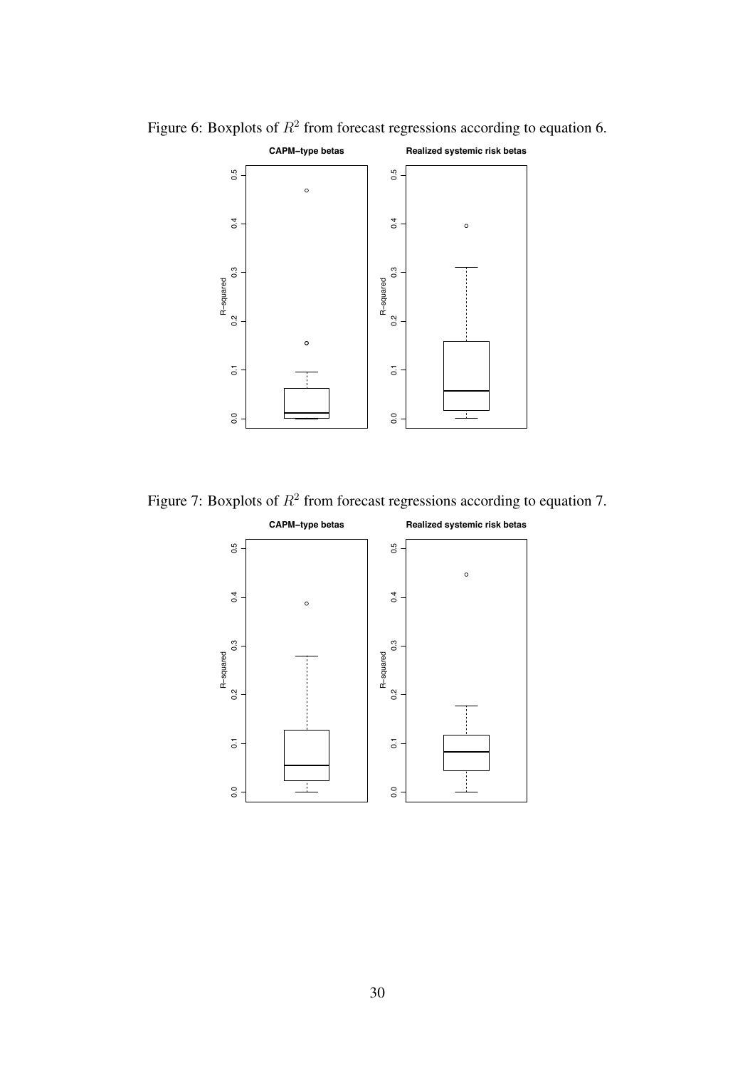Figure 6: Boxplots of $R^2$ from forecast regressions according to equation 6.

Figure 7: Boxplots of $R^2$ from forecast regressions according to equation 7.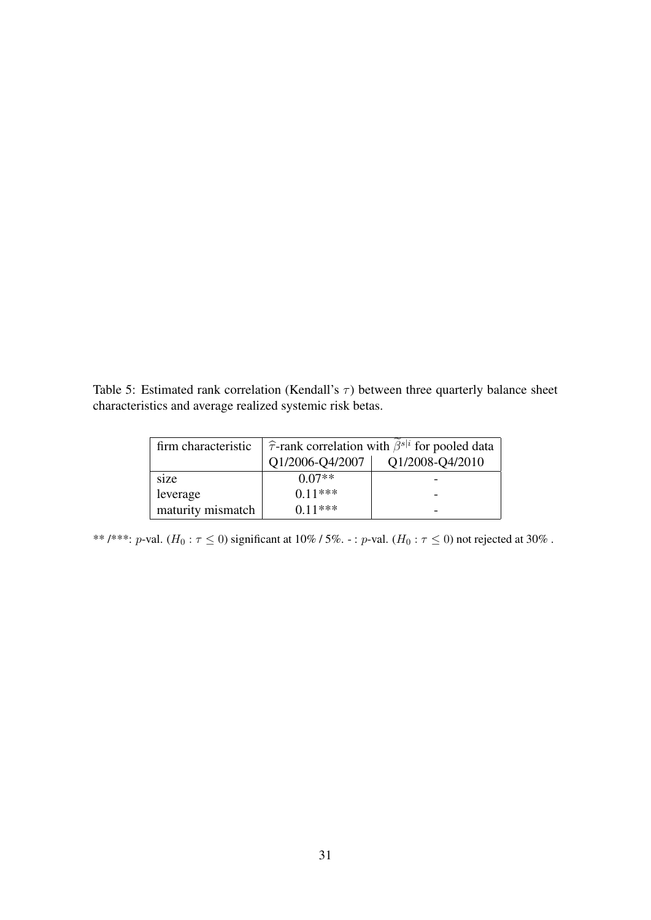Table 5: Estimated rank correlation (Kendall's $\tau$) between three quarterly balance sheet characteristics and average realized systemic risk betas.

| firm characteristic | $\widehat{\tau}$-rank correlation with $\widetilde{\beta}^{s\|i}$ for pooled data | |
|---|---|---|
| | Q1/2006-Q4/2007 | Q1/2008-Q4/2010 |
| size | 0.07** | - |
| leverage | 0.11*** | - |
| maturity mismatch | 0.11*** | - |

** /***: $p$-val. ($H_0 : \tau \leq 0$) significant at 10% / 5%. - : $p$-val. ($H_0 : \tau \leq 0$) not rejected at 30% .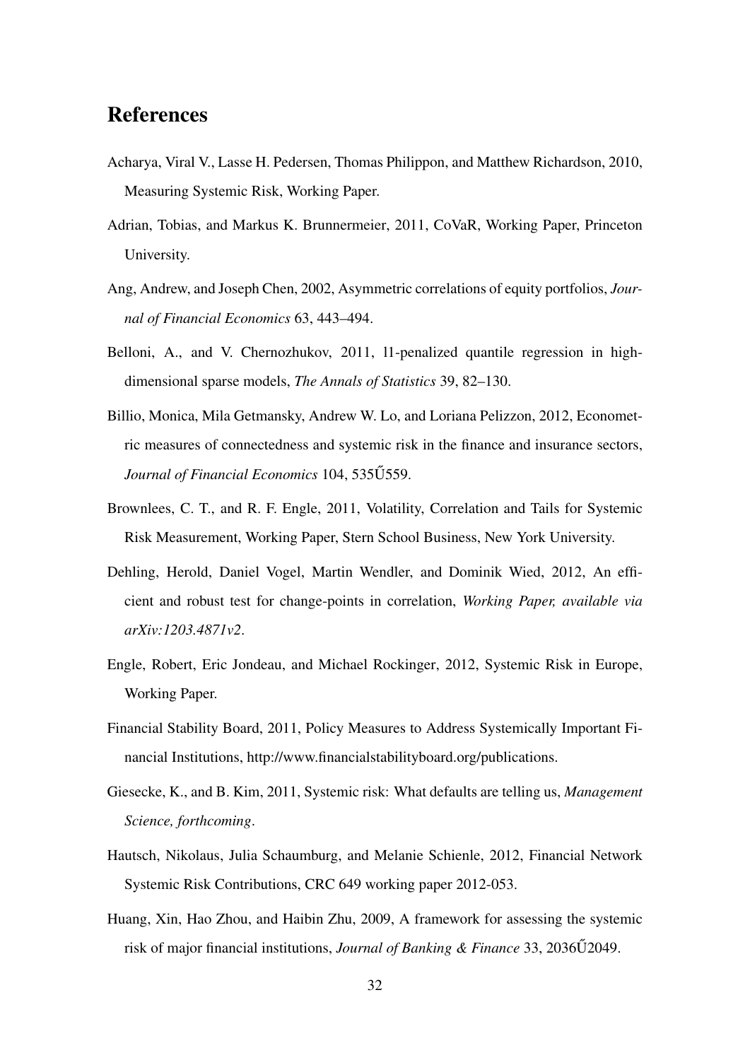# References

Acharya, Viral V., Lasse H. Pedersen, Thomas Philippon, and Matthew Richardson, 2010, Measuring Systemic Risk, Working Paper.

Adrian, Tobias, and Markus K. Brunnermeier, 2011, CoVaR, Working Paper, Princeton University.

Ang, Andrew, and Joseph Chen, 2002, Asymmetric correlations of equity portfolios, *Journal of Financial Economics* 63, 443–494.

Belloni, A., and V. Chernozhukov, 2011, l1-penalized quantile regression in high-dimensional sparse models, *The Annals of Statistics* 39, 82–130.

Billio, Monica, Mila Getmansky, Andrew W. Lo, and Loriana Pelizzon, 2012, Econometric measures of connectedness and systemic risk in the finance and insurance sectors, *Journal of Financial Economics* 104, 535Ű559.

Brownlees, C. T., and R. F. Engle, 2011, Volatility, Correlation and Tails for Systemic Risk Measurement, Working Paper, Stern School Business, New York University.

Dehling, Herold, Daniel Vogel, Martin Wendler, and Dominik Wied, 2012, An efficient and robust test for change-points in correlation, *Working Paper, available via arXiv:1203.4871v2*.

Engle, Robert, Eric Jondeau, and Michael Rockinger, 2012, Systemic Risk in Europe, Working Paper.

Financial Stability Board, 2011, Policy Measures to Address Systemically Important Financial Institutions, http://www.financialstabilityboard.org/publications.

Giesecke, K., and B. Kim, 2011, Systemic risk: What defaults are telling us, *Management Science, forthcoming*.

Hautsch, Nikolaus, Julia Schaumburg, and Melanie Schienle, 2012, Financial Network Systemic Risk Contributions, CRC 649 working paper 2012-053.

Huang, Xin, Hao Zhou, and Haibin Zhu, 2009, A framework for assessing the systemic risk of major financial institutions, *Journal of Banking & Finance* 33, 2036Ű2049.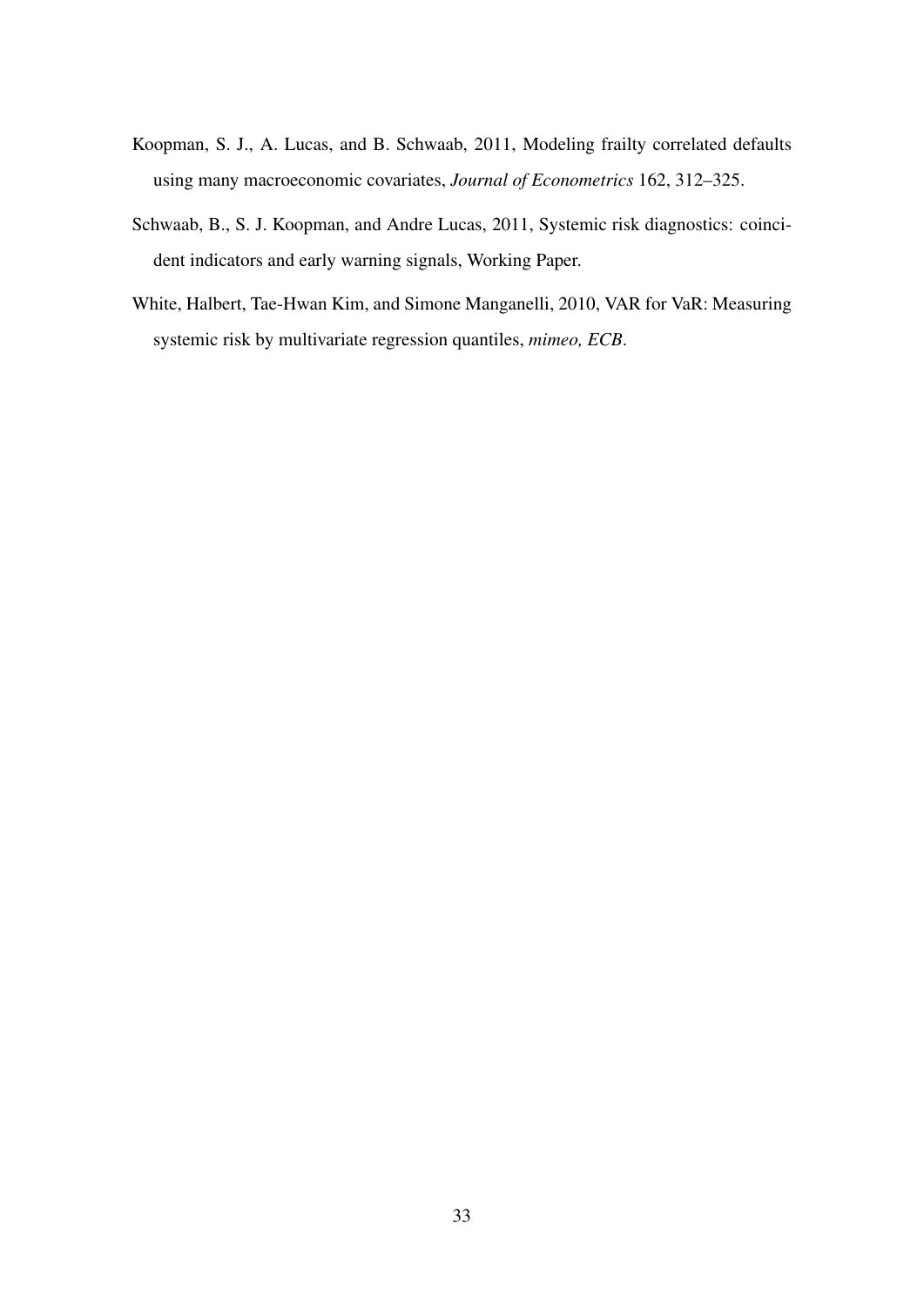Koopman, S. J., A. Lucas, and B. Schwaab, 2011, Modeling frailty correlated defaults using many macroeconomic covariates, *Journal of Econometrics* 162, 312–325.

Schwaab, B., S. J. Koopman, and Andre Lucas, 2011, Systemic risk diagnostics: coincident indicators and early warning signals, Working Paper.

White, Halbert, Tae-Hwan Kim, and Simone Manganelli, 2010, VAR for VaR: Measuring systemic risk by multivariate regression quantiles, *mimeo, ECB*.